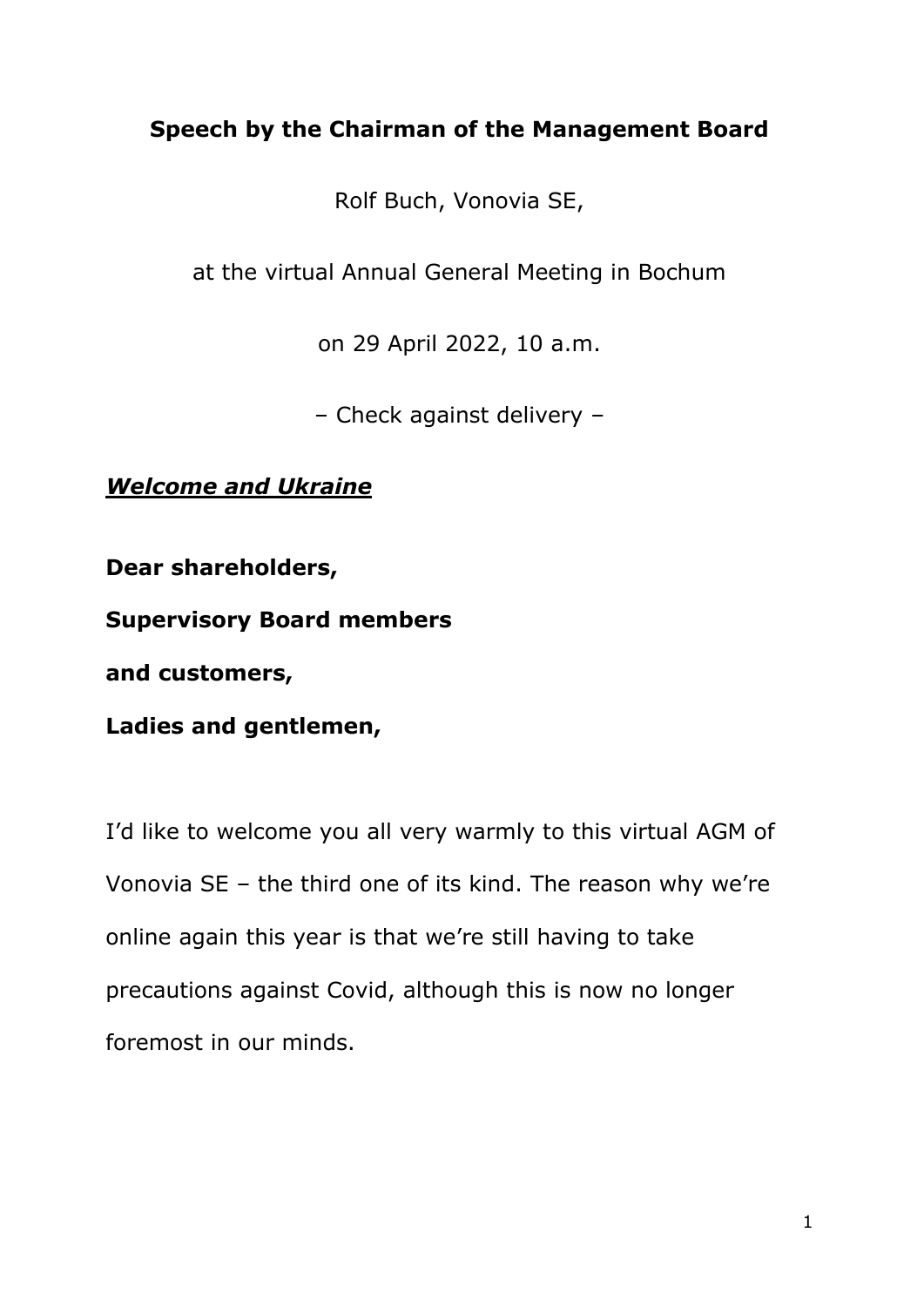# Speech by the Chairman of the Management Board

Rolf Buch, Vonovia SE,

at the virtual Annual General Meeting in Bochum

on 29 April 2022, 10 a.m.

– Check against delivery –

## ***Welcome and Ukraine***

**Dear shareholders,**

**Supervisory Board members**

**and customers,**

**Ladies and gentlemen,**

I'd like to welcome you all very warmly to this virtual AGM of Vonovia SE – the third one of its kind. The reason why we're online again this year is that we're still having to take precautions against Covid, although this is now no longer foremost in our minds.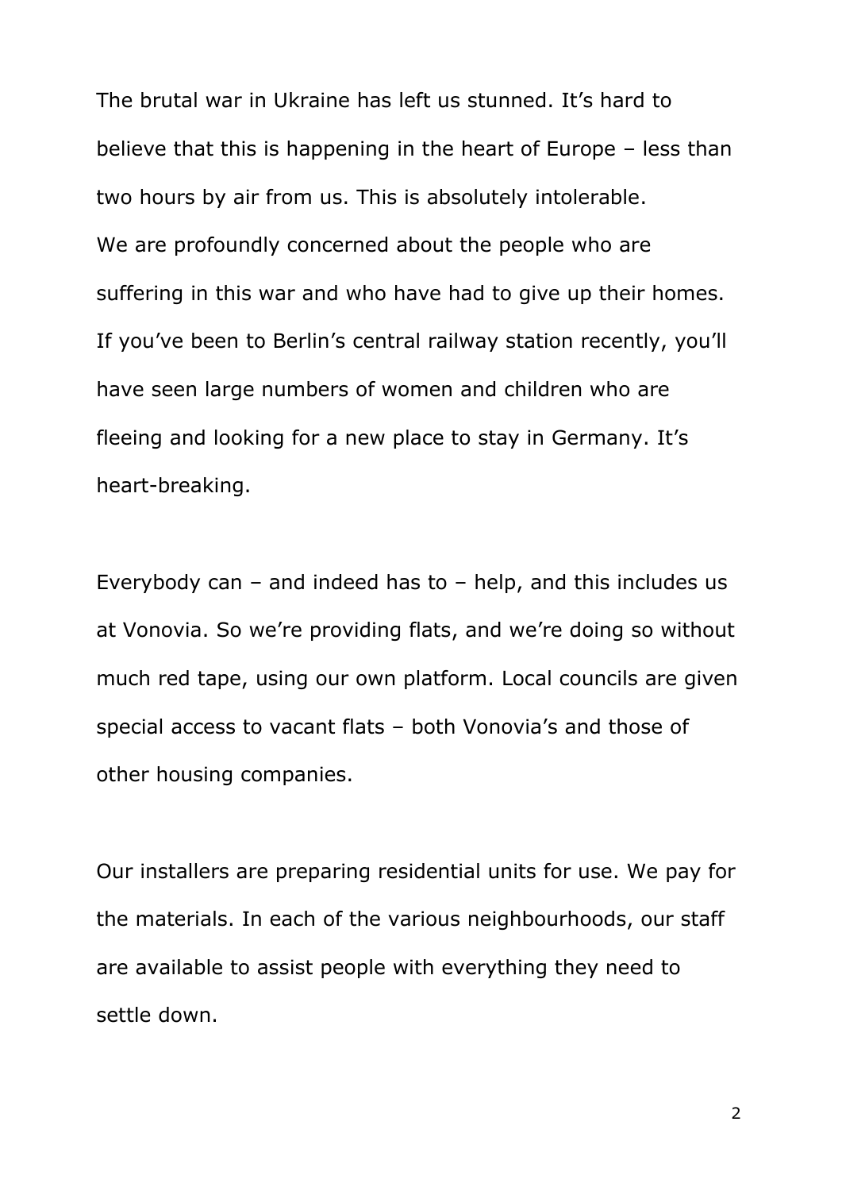The brutal war in Ukraine has left us stunned. It’s hard to believe that this is happening in the heart of Europe – less than two hours by air from us. This is absolutely intolerable. We are profoundly concerned about the people who are suffering in this war and who have had to give up their homes. If you’ve been to Berlin’s central railway station recently, you’ll have seen large numbers of women and children who are fleeing and looking for a new place to stay in Germany. It’s heart-breaking.

Everybody can – and indeed has to – help, and this includes us at Vonovia. So we’re providing flats, and we’re doing so without much red tape, using our own platform. Local councils are given special access to vacant flats – both Vonovia’s and those of other housing companies.

Our installers are preparing residential units for use. We pay for the materials. In each of the various neighbourhoods, our staff are available to assist people with everything they need to settle down.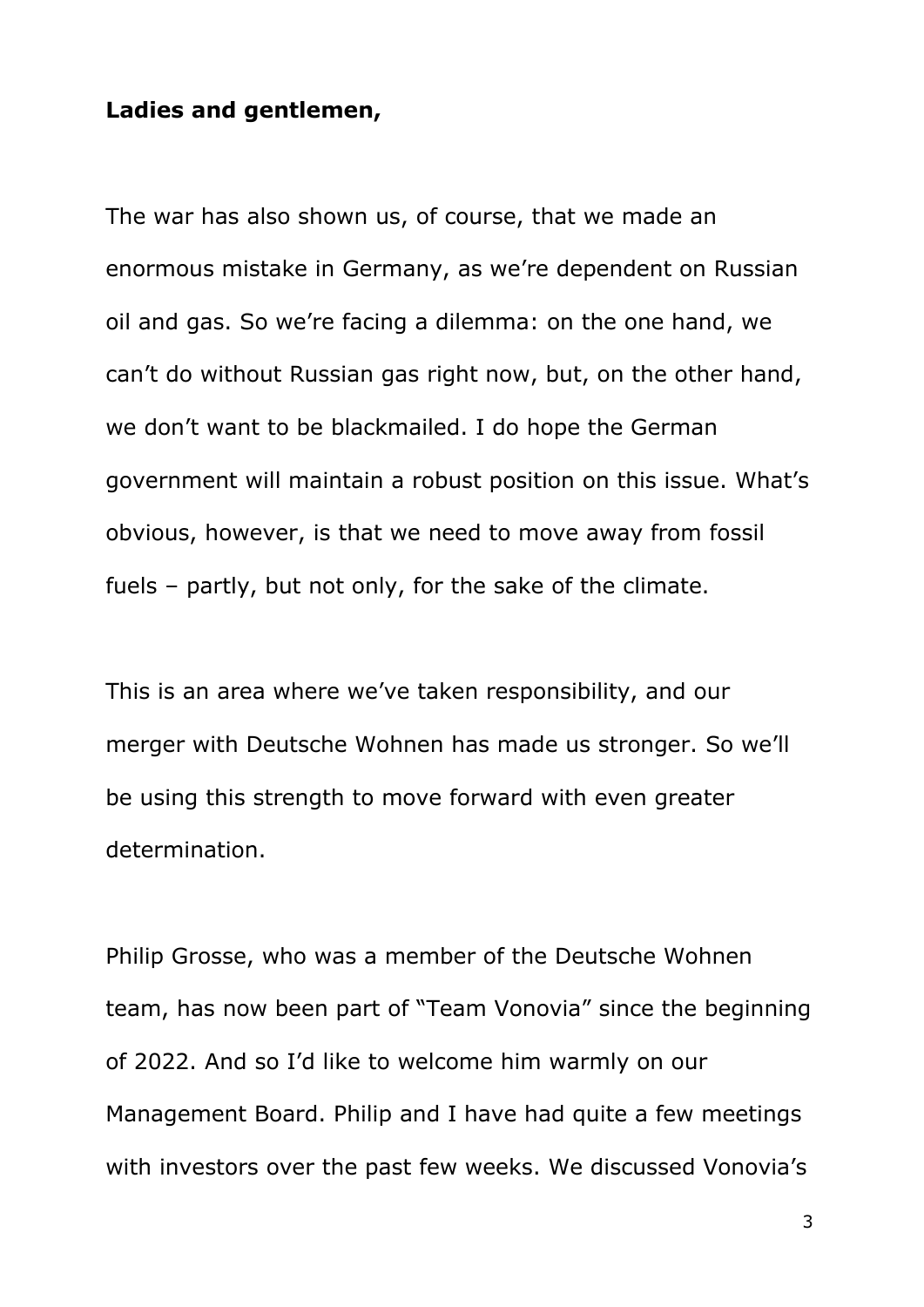**Ladies and gentlemen,**

The war has also shown us, of course, that we made an enormous mistake in Germany, as we're dependent on Russian oil and gas. So we're facing a dilemma: on the one hand, we can't do without Russian gas right now, but, on the other hand, we don't want to be blackmailed. I do hope the German government will maintain a robust position on this issue. What's obvious, however, is that we need to move away from fossil fuels – partly, but not only, for the sake of the climate.

This is an area where we've taken responsibility, and our merger with Deutsche Wohnen has made us stronger. So we'll be using this strength to move forward with even greater determination.

Philip Grosse, who was a member of the Deutsche Wohnen team, has now been part of "Team Vonovia" since the beginning of 2022. And so I'd like to welcome him warmly on our Management Board. Philip and I have had quite a few meetings with investors over the past few weeks. We discussed Vonovia's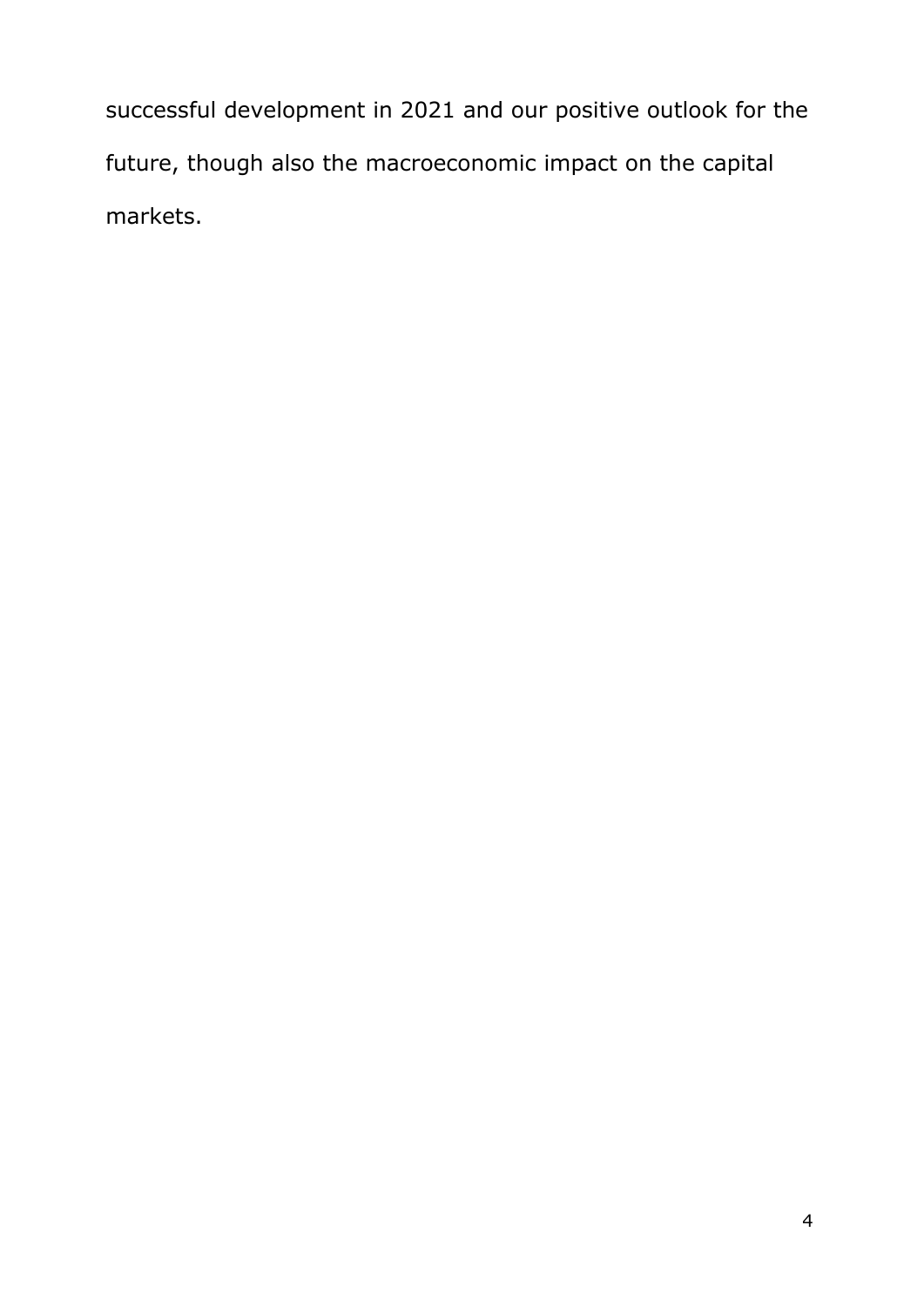successful development in 2021 and our positive outlook for the future, though also the macroeconomic impact on the capital markets.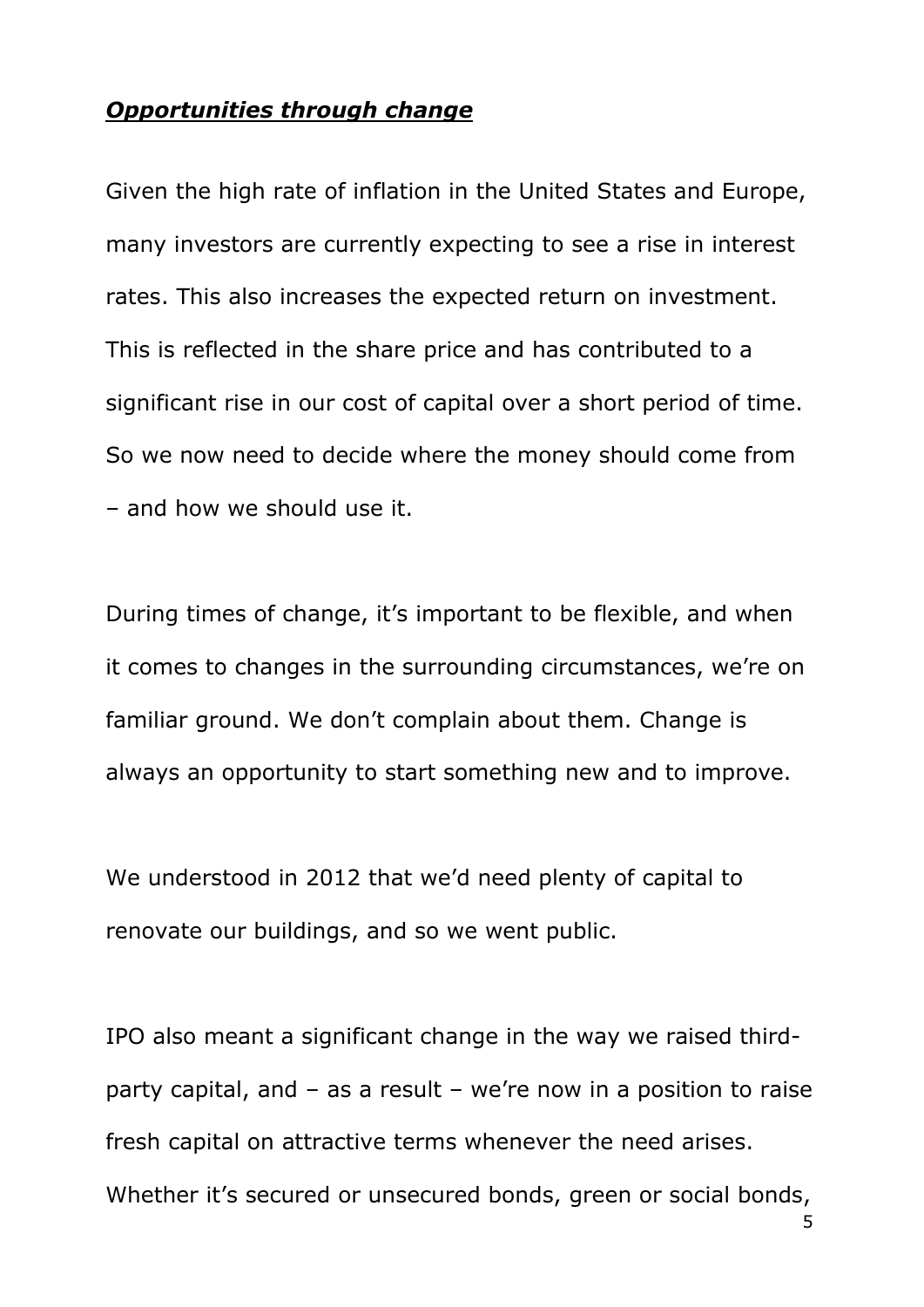***Opportunities through change***

Given the high rate of inflation in the United States and Europe, many investors are currently expecting to see a rise in interest rates. This also increases the expected return on investment. This is reflected in the share price and has contributed to a significant rise in our cost of capital over a short period of time. So we now need to decide where the money should come from – and how we should use it.

During times of change, it's important to be flexible, and when it comes to changes in the surrounding circumstances, we're on familiar ground. We don't complain about them. Change is always an opportunity to start something new and to improve.

We understood in 2012 that we'd need plenty of capital to renovate our buildings, and so we went public.

IPO also meant a significant change in the way we raised third-party capital, and – as a result – we're now in a position to raise fresh capital on attractive terms whenever the need arises. Whether it's secured or unsecured bonds, green or social bonds,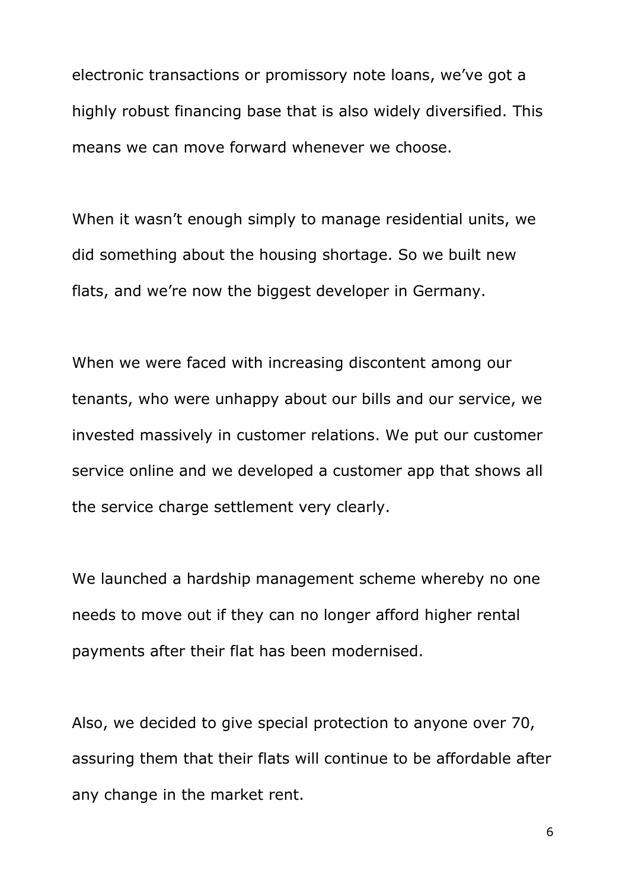electronic transactions or promissory note loans, we’ve got a highly robust financing base that is also widely diversified. This means we can move forward whenever we choose.

When it wasn’t enough simply to manage residential units, we did something about the housing shortage. So we built new flats, and we’re now the biggest developer in Germany.

When we were faced with increasing discontent among our tenants, who were unhappy about our bills and our service, we invested massively in customer relations. We put our customer service online and we developed a customer app that shows all the service charge settlement very clearly.

We launched a hardship management scheme whereby no one needs to move out if they can no longer afford higher rental payments after their flat has been modernised.

Also, we decided to give special protection to anyone over 70, assuring them that their flats will continue to be affordable after any change in the market rent.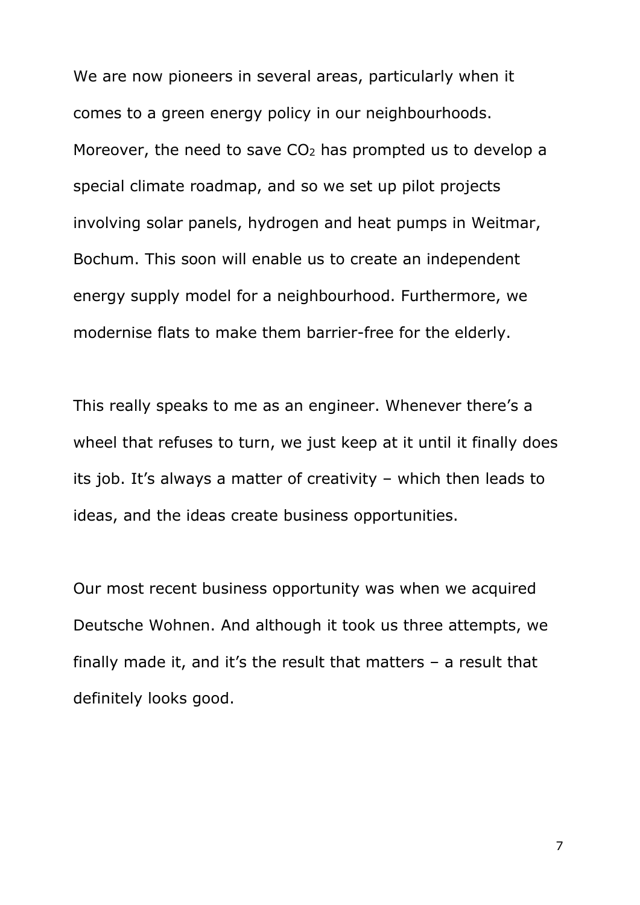We are now pioneers in several areas, particularly when it comes to a green energy policy in our neighbourhoods. Moreover, the need to save $CO_2$ has prompted us to develop a special climate roadmap, and so we set up pilot projects involving solar panels, hydrogen and heat pumps in Weitmar, Bochum. This soon will enable us to create an independent energy supply model for a neighbourhood. Furthermore, we modernise flats to make them barrier-free for the elderly.

This really speaks to me as an engineer. Whenever there's a wheel that refuses to turn, we just keep at it until it finally does its job. It's always a matter of creativity – which then leads to ideas, and the ideas create business opportunities.

Our most recent business opportunity was when we acquired Deutsche Wohnen. And although it took us three attempts, we finally made it, and it's the result that matters – a result that definitely looks good.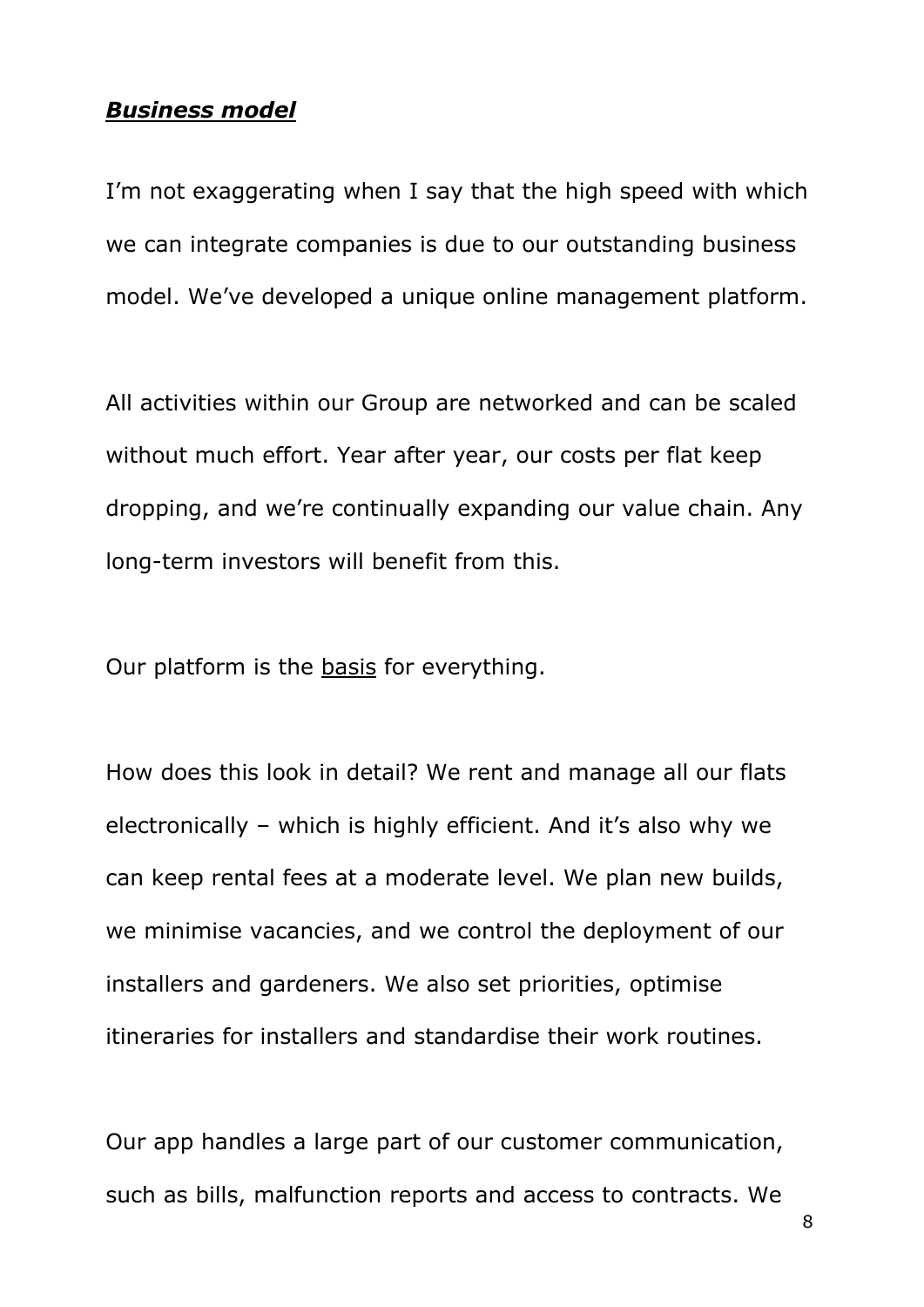***<u>Business model</u>***

I'm not exaggerating when I say that the high speed with which we can integrate companies is due to our outstanding business model. We've developed a unique online management platform.

All activities within our Group are networked and can be scaled without much effort. Year after year, our costs per flat keep dropping, and we're continually expanding our value chain. Any long-term investors will benefit from this.

Our platform is the <u>basis</u> for everything.

How does this look in detail? We rent and manage all our flats electronically – which is highly efficient. And it's also why we can keep rental fees at a moderate level. We plan new builds, we minimise vacancies, and we control the deployment of our installers and gardeners. We also set priorities, optimise itineraries for installers and standardise their work routines.

Our app handles a large part of our customer communication, such as bills, malfunction reports and access to contracts. We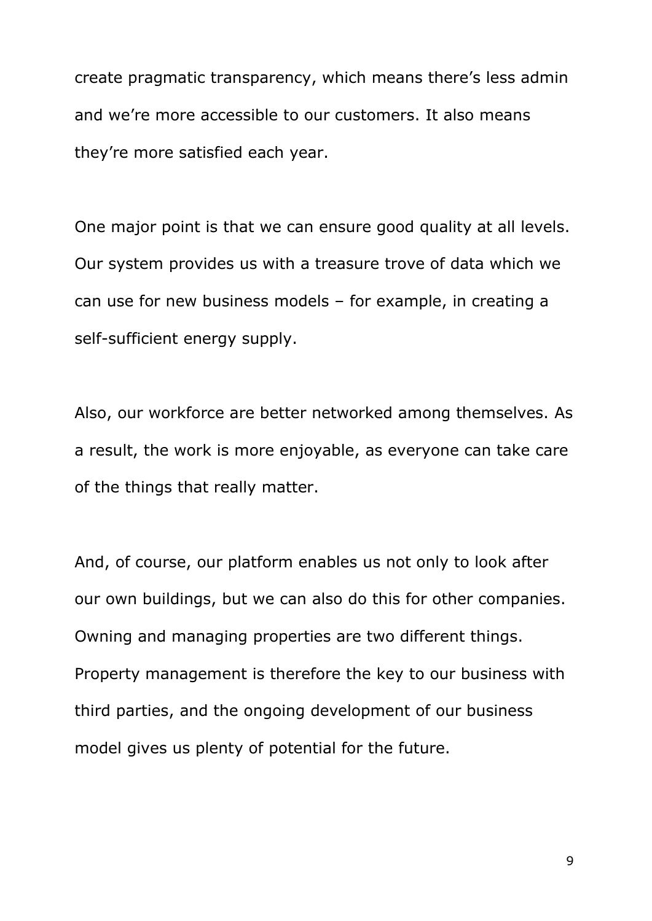create pragmatic transparency, which means there's less admin and we're more accessible to our customers. It also means they're more satisfied each year.

One major point is that we can ensure good quality at all levels. Our system provides us with a treasure trove of data which we can use for new business models – for example, in creating a self-sufficient energy supply.

Also, our workforce are better networked among themselves. As a result, the work is more enjoyable, as everyone can take care of the things that really matter.

And, of course, our platform enables us not only to look after our own buildings, but we can also do this for other companies. Owning and managing properties are two different things. Property management is therefore the key to our business with third parties, and the ongoing development of our business model gives us plenty of potential for the future.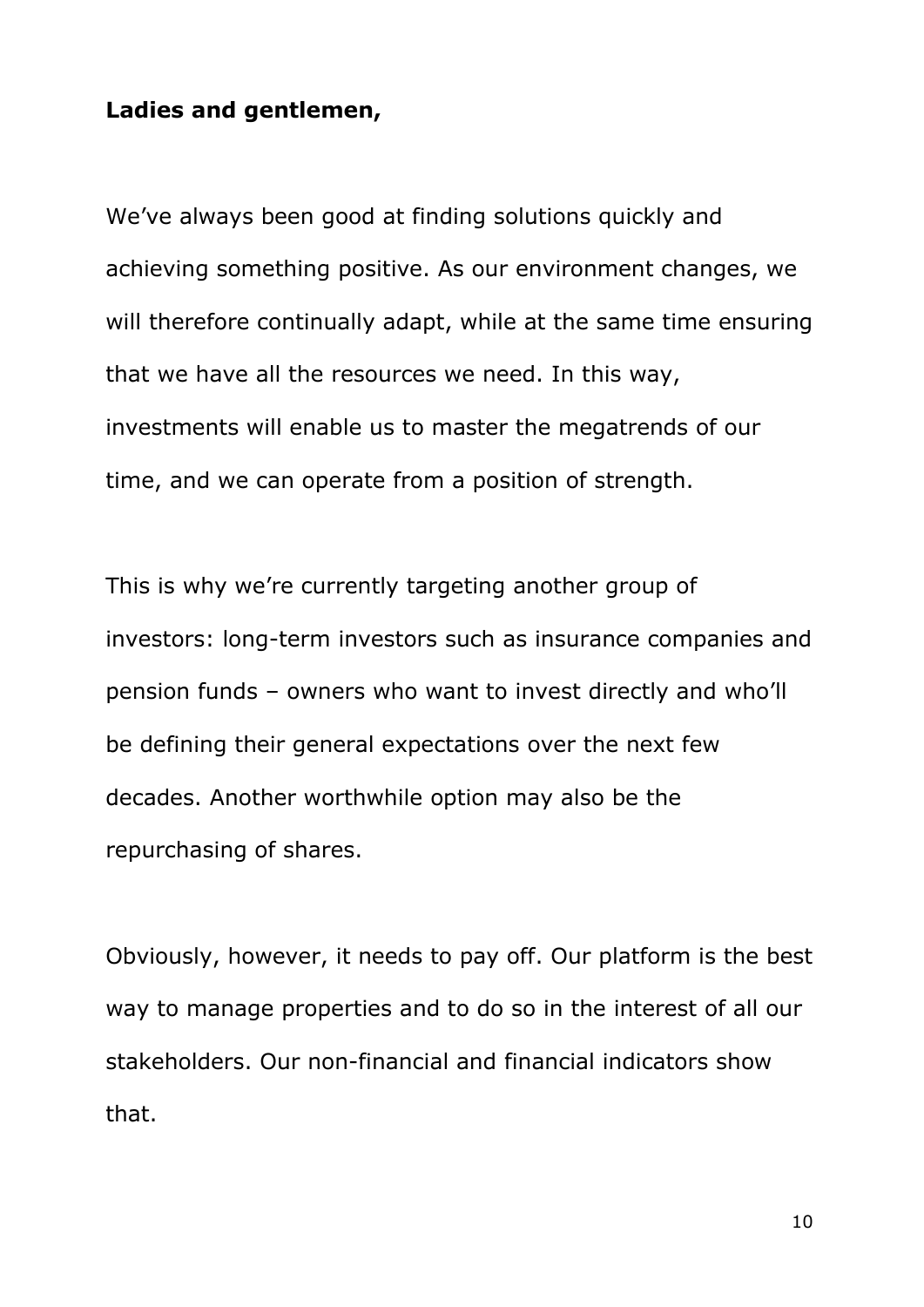**Ladies and gentlemen,**

We’ve always been good at finding solutions quickly and achieving something positive. As our environment changes, we will therefore continually adapt, while at the same time ensuring that we have all the resources we need. In this way, investments will enable us to master the megatrends of our time, and we can operate from a position of strength.

This is why we’re currently targeting another group of investors: long-term investors such as insurance companies and pension funds – owners who want to invest directly and who’ll be defining their general expectations over the next few decades. Another worthwhile option may also be the repurchasing of shares.

Obviously, however, it needs to pay off. Our platform is the best way to manage properties and to do so in the interest of all our stakeholders. Our non-financial and financial indicators show that.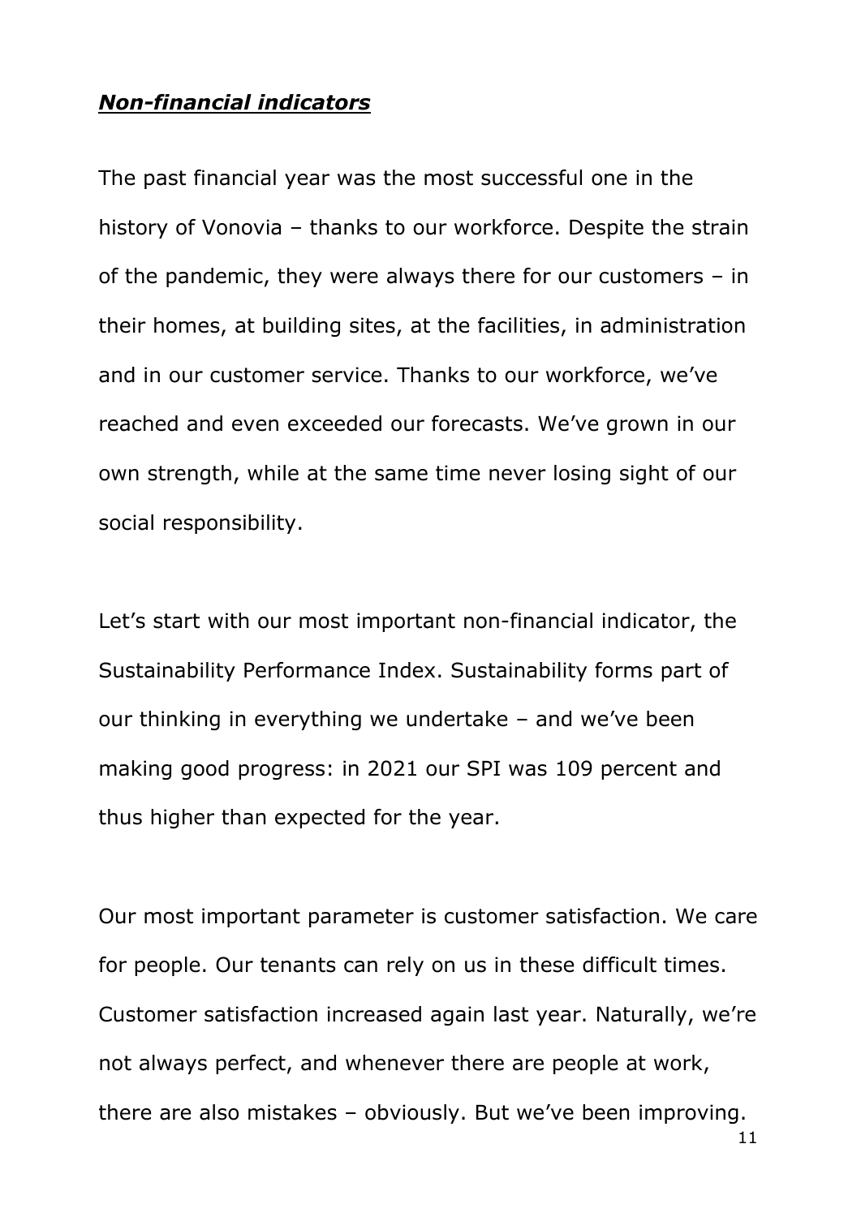***<u>Non-financial indicators</u>***

The past financial year was the most successful one in the history of Vonovia – thanks to our workforce. Despite the strain of the pandemic, they were always there for our customers – in their homes, at building sites, at the facilities, in administration and in our customer service. Thanks to our workforce, we've reached and even exceeded our forecasts. We've grown in our own strength, while at the same time never losing sight of our social responsibility.

Let's start with our most important non-financial indicator, the Sustainability Performance Index. Sustainability forms part of our thinking in everything we undertake – and we've been making good progress: in 2021 our SPI was 109 percent and thus higher than expected for the year.

Our most important parameter is customer satisfaction. We care for people. Our tenants can rely on us in these difficult times. Customer satisfaction increased again last year. Naturally, we're not always perfect, and whenever there are people at work, there are also mistakes – obviously. But we've been improving.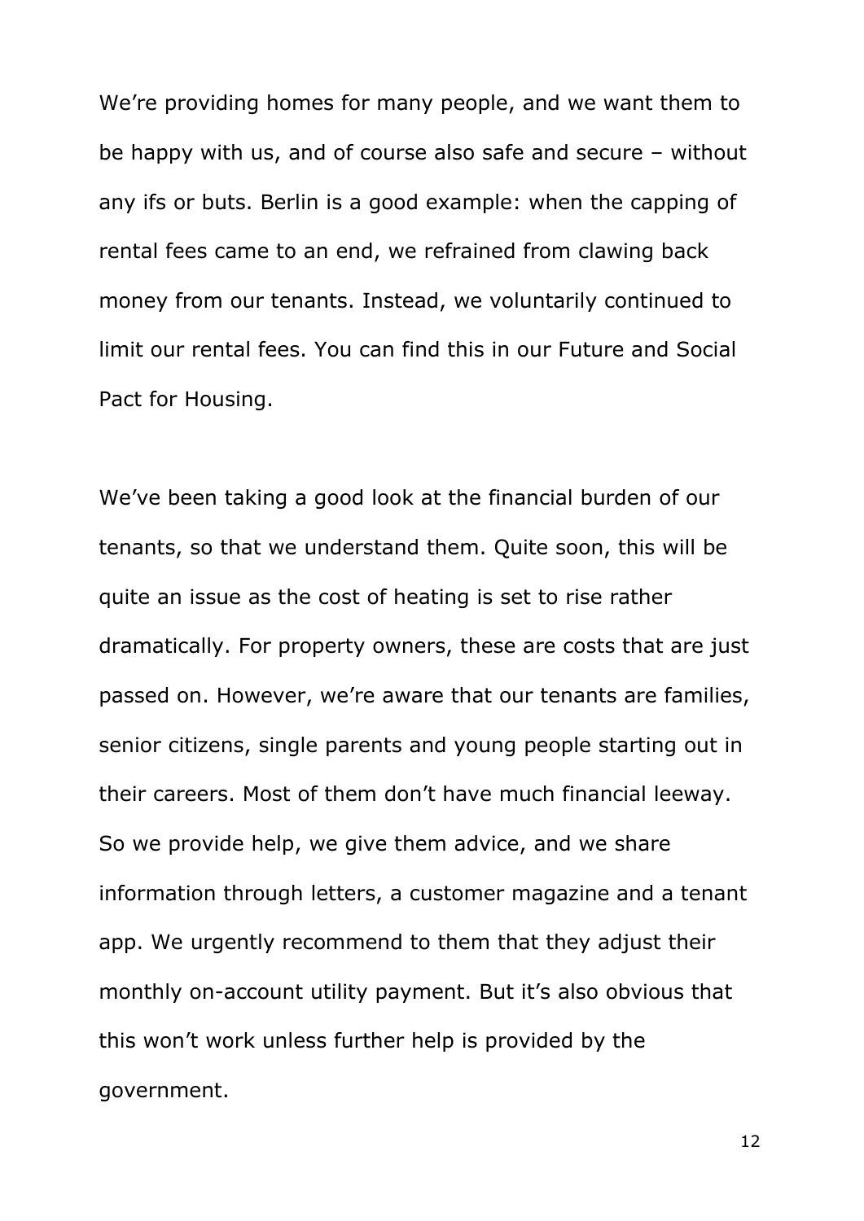We're providing homes for many people, and we want them to be happy with us, and of course also safe and secure – without any ifs or buts. Berlin is a good example: when the capping of rental fees came to an end, we refrained from clawing back money from our tenants. Instead, we voluntarily continued to limit our rental fees. You can find this in our Future and Social Pact for Housing.

We've been taking a good look at the financial burden of our tenants, so that we understand them. Quite soon, this will be quite an issue as the cost of heating is set to rise rather dramatically. For property owners, these are costs that are just passed on. However, we're aware that our tenants are families, senior citizens, single parents and young people starting out in their careers. Most of them don't have much financial leeway. So we provide help, we give them advice, and we share information through letters, a customer magazine and a tenant app. We urgently recommend to them that they adjust their monthly on-account utility payment. But it's also obvious that this won't work unless further help is provided by the government.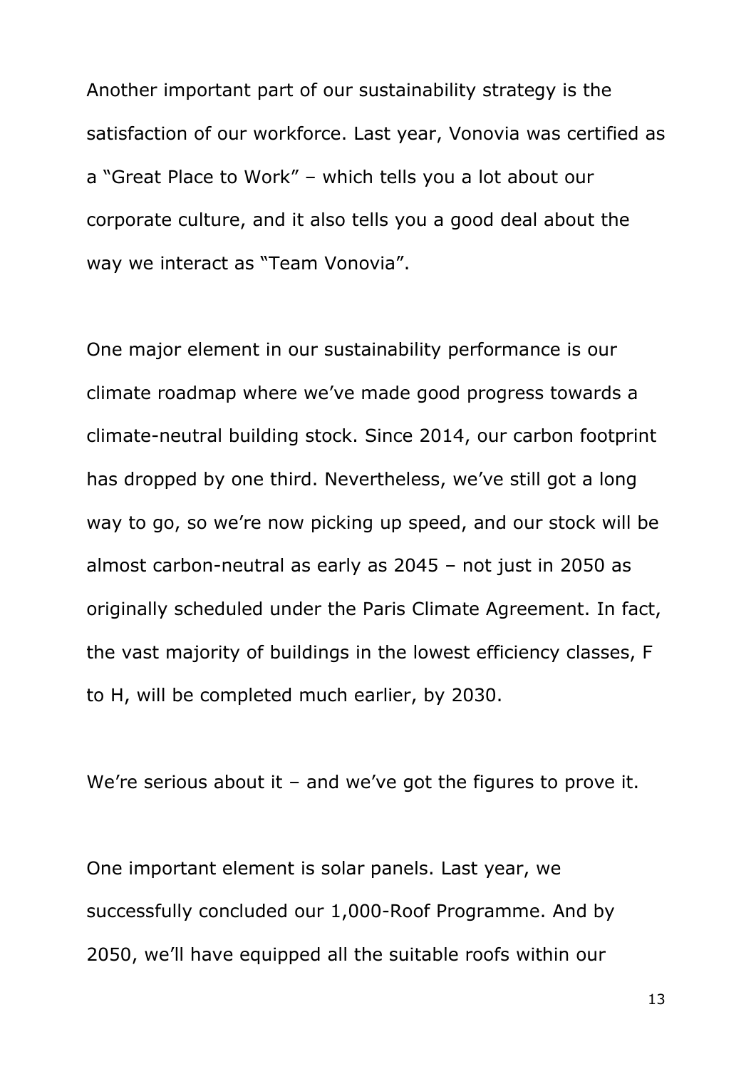Another important part of our sustainability strategy is the satisfaction of our workforce. Last year, Vonovia was certified as a "Great Place to Work" – which tells you a lot about our corporate culture, and it also tells you a good deal about the way we interact as "Team Vonovia".

One major element in our sustainability performance is our climate roadmap where we've made good progress towards a climate-neutral building stock. Since 2014, our carbon footprint has dropped by one third. Nevertheless, we've still got a long way to go, so we're now picking up speed, and our stock will be almost carbon-neutral as early as 2045 – not just in 2050 as originally scheduled under the Paris Climate Agreement. In fact, the vast majority of buildings in the lowest efficiency classes, F to H, will be completed much earlier, by 2030.

We're serious about it – and we've got the figures to prove it.

One important element is solar panels. Last year, we successfully concluded our 1,000-Roof Programme. And by 2050, we'll have equipped all the suitable roofs within our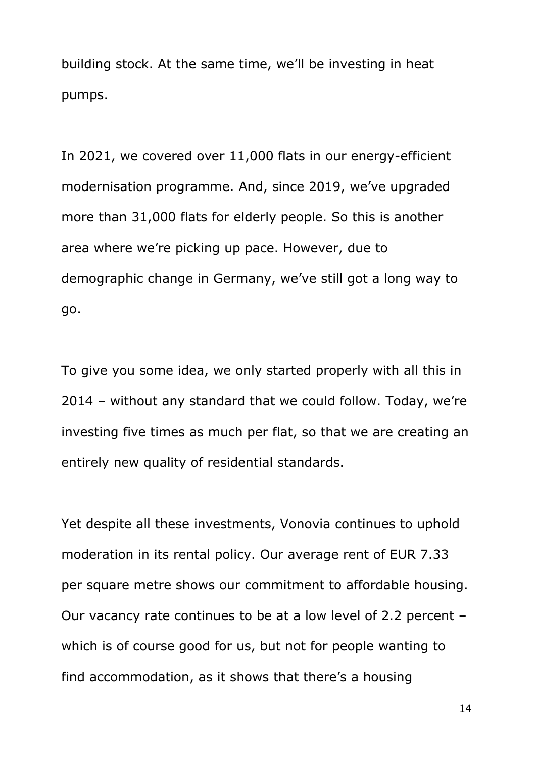building stock. At the same time, we'll be investing in heat pumps.

In 2021, we covered over 11,000 flats in our energy-efficient modernisation programme. And, since 2019, we've upgraded more than 31,000 flats for elderly people. So this is another area where we're picking up pace. However, due to demographic change in Germany, we've still got a long way to go.

To give you some idea, we only started properly with all this in 2014 – without any standard that we could follow. Today, we're investing five times as much per flat, so that we are creating an entirely new quality of residential standards.

Yet despite all these investments, Vonovia continues to uphold moderation in its rental policy. Our average rent of EUR 7.33 per square metre shows our commitment to affordable housing. Our vacancy rate continues to be at a low level of 2.2 percent – which is of course good for us, but not for people wanting to find accommodation, as it shows that there's a housing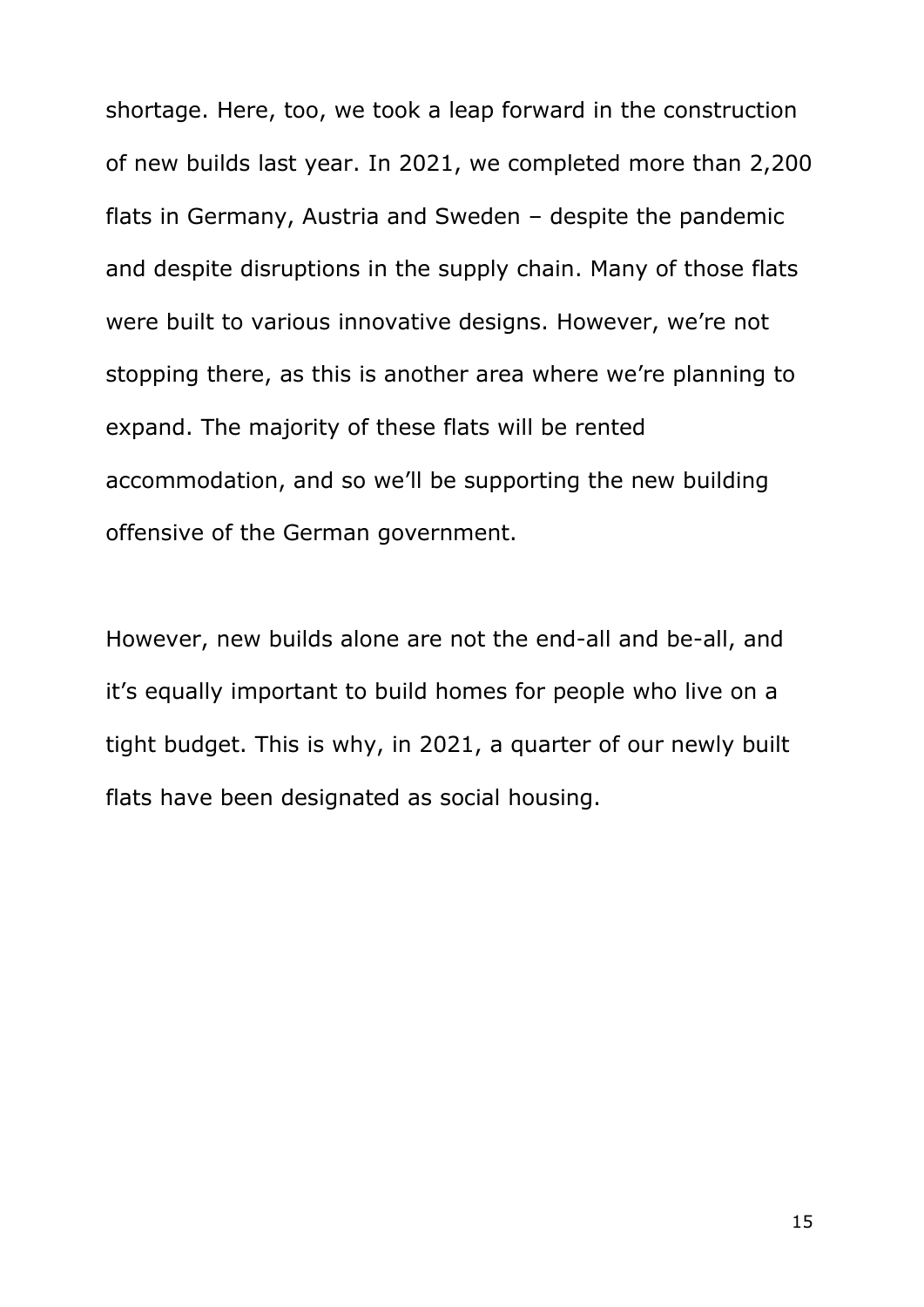shortage. Here, too, we took a leap forward in the construction of new builds last year. In 2021, we completed more than 2,200 flats in Germany, Austria and Sweden – despite the pandemic and despite disruptions in the supply chain. Many of those flats were built to various innovative designs. However, we're not stopping there, as this is another area where we're planning to expand. The majority of these flats will be rented accommodation, and so we'll be supporting the new building offensive of the German government.

However, new builds alone are not the end-all and be-all, and it's equally important to build homes for people who live on a tight budget. This is why, in 2021, a quarter of our newly built flats have been designated as social housing.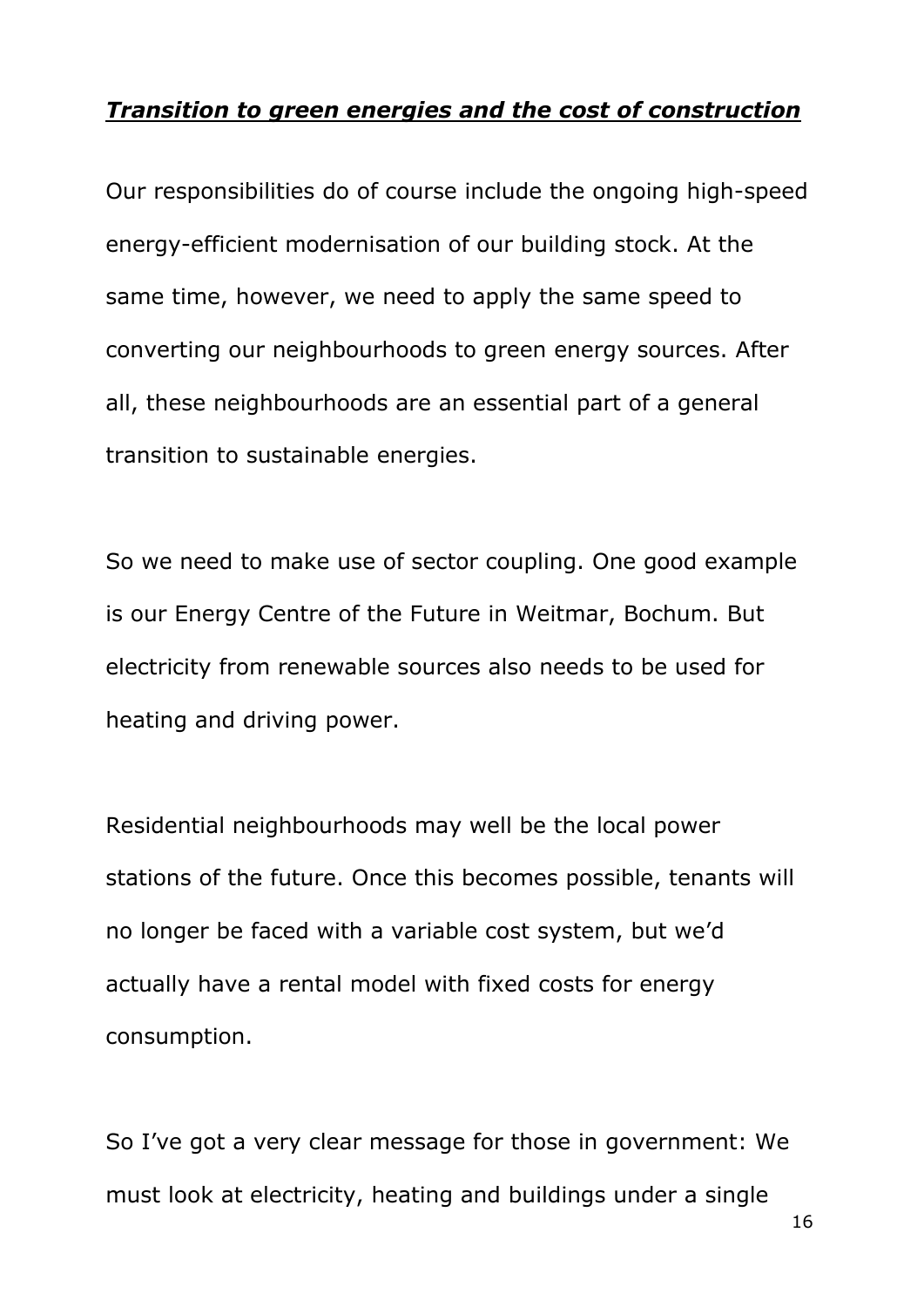***Transition to green energies and the cost of construction***

Our responsibilities do of course include the ongoing high-speed energy-efficient modernisation of our building stock. At the same time, however, we need to apply the same speed to converting our neighbourhoods to green energy sources. After all, these neighbourhoods are an essential part of a general transition to sustainable energies.

So we need to make use of sector coupling. One good example is our Energy Centre of the Future in Weitmar, Bochum. But electricity from renewable sources also needs to be used for heating and driving power.

Residential neighbourhoods may well be the local power stations of the future. Once this becomes possible, tenants will no longer be faced with a variable cost system, but we'd actually have a rental model with fixed costs for energy consumption.

So I've got a very clear message for those in government: We must look at electricity, heating and buildings under a single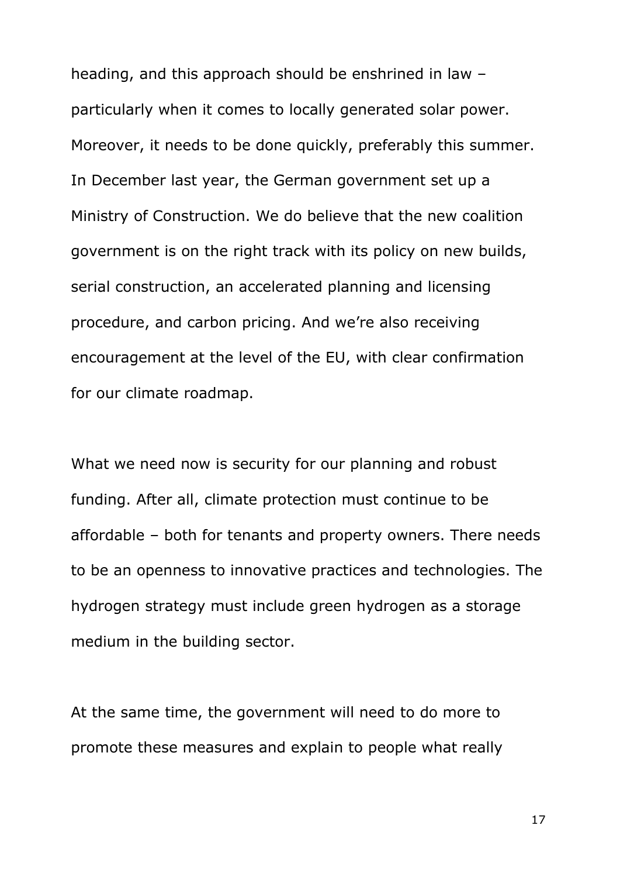heading, and this approach should be enshrined in law – particularly when it comes to locally generated solar power. Moreover, it needs to be done quickly, preferably this summer. In December last year, the German government set up a Ministry of Construction. We do believe that the new coalition government is on the right track with its policy on new builds, serial construction, an accelerated planning and licensing procedure, and carbon pricing. And we're also receiving encouragement at the level of the EU, with clear confirmation for our climate roadmap.

What we need now is security for our planning and robust funding. After all, climate protection must continue to be affordable – both for tenants and property owners. There needs to be an openness to innovative practices and technologies. The hydrogen strategy must include green hydrogen as a storage medium in the building sector.

At the same time, the government will need to do more to promote these measures and explain to people what really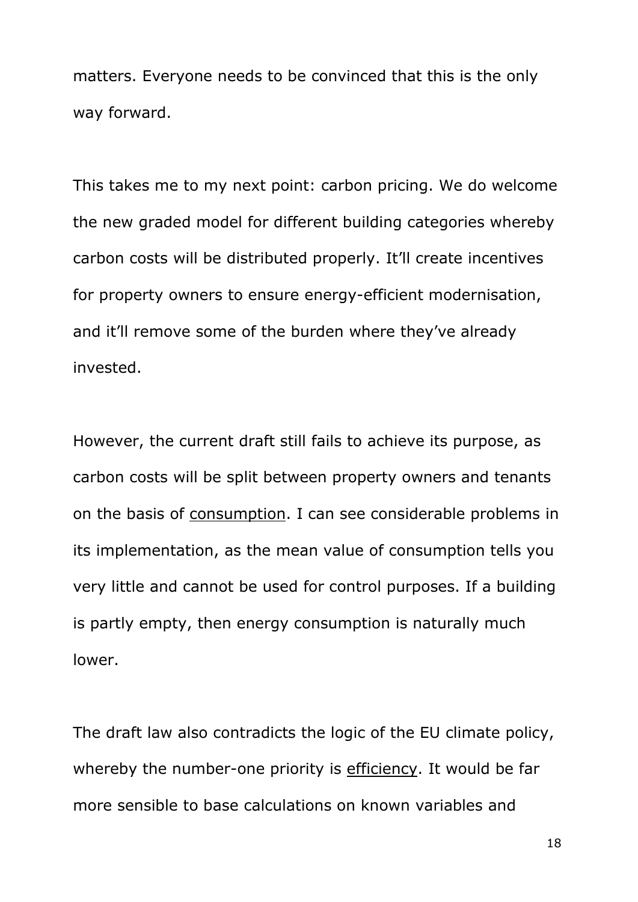matters. Everyone needs to be convinced that this is the only way forward.

This takes me to my next point: carbon pricing. We do welcome the new graded model for different building categories whereby carbon costs will be distributed properly. It'll create incentives for property owners to ensure energy-efficient modernisation, and it'll remove some of the burden where they've already invested.

However, the current draft still fails to achieve its purpose, as carbon costs will be split between property owners and tenants on the basis of <u>consumption</u>. I can see considerable problems in its implementation, as the mean value of consumption tells you very little and cannot be used for control purposes. If a building is partly empty, then energy consumption is naturally much lower.

The draft law also contradicts the logic of the EU climate policy, whereby the number-one priority is <u>efficiency</u>. It would be far more sensible to base calculations on known variables and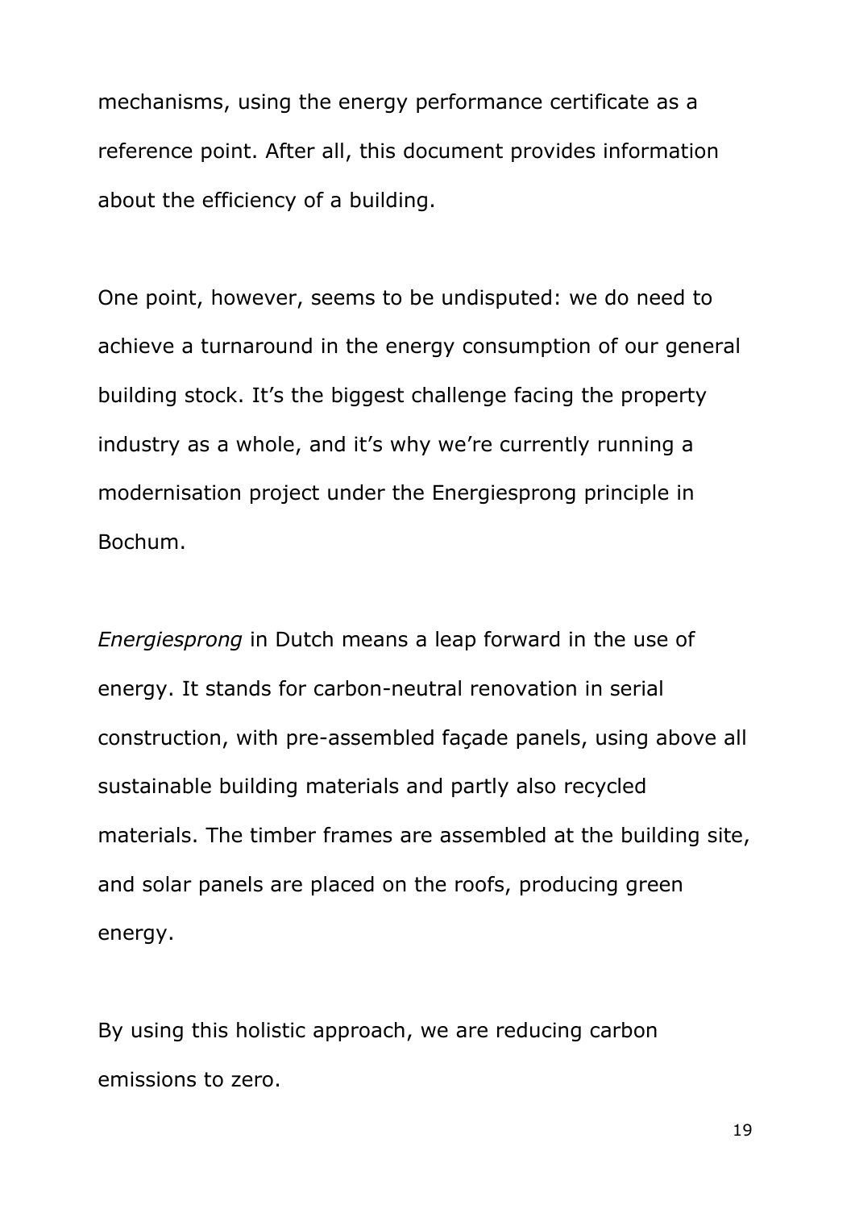mechanisms, using the energy performance certificate as a reference point. After all, this document provides information about the efficiency of a building.

One point, however, seems to be undisputed: we do need to achieve a turnaround in the energy consumption of our general building stock. It's the biggest challenge facing the property industry as a whole, and it's why we're currently running a modernisation project under the Energiesprong principle in Bochum.

*Energiesprong* in Dutch means a leap forward in the use of energy. It stands for carbon-neutral renovation in serial construction, with pre-assembled façade panels, using above all sustainable building materials and partly also recycled materials. The timber frames are assembled at the building site, and solar panels are placed on the roofs, producing green energy.

By using this holistic approach, we are reducing carbon emissions to zero.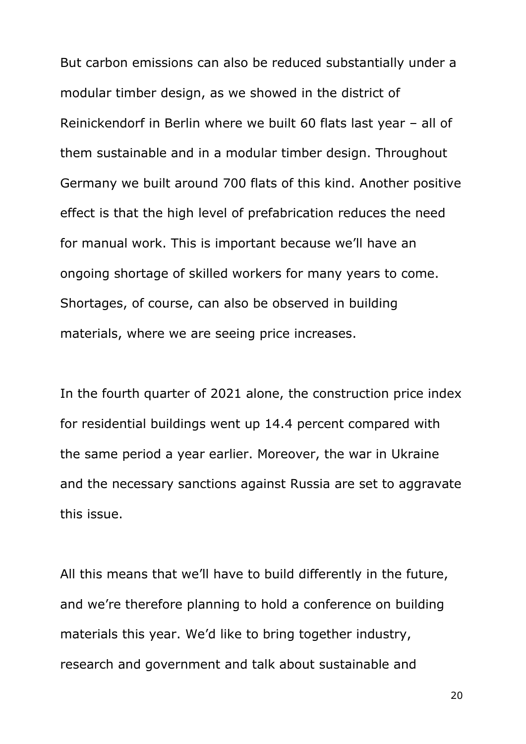But carbon emissions can also be reduced substantially under a modular timber design, as we showed in the district of Reinickendorf in Berlin where we built 60 flats last year – all of them sustainable and in a modular timber design. Throughout Germany we built around 700 flats of this kind. Another positive effect is that the high level of prefabrication reduces the need for manual work. This is important because we'll have an ongoing shortage of skilled workers for many years to come. Shortages, of course, can also be observed in building materials, where we are seeing price increases.

In the fourth quarter of 2021 alone, the construction price index for residential buildings went up 14.4 percent compared with the same period a year earlier. Moreover, the war in Ukraine and the necessary sanctions against Russia are set to aggravate this issue.

All this means that we'll have to build differently in the future, and we're therefore planning to hold a conference on building materials this year. We'd like to bring together industry, research and government and talk about sustainable and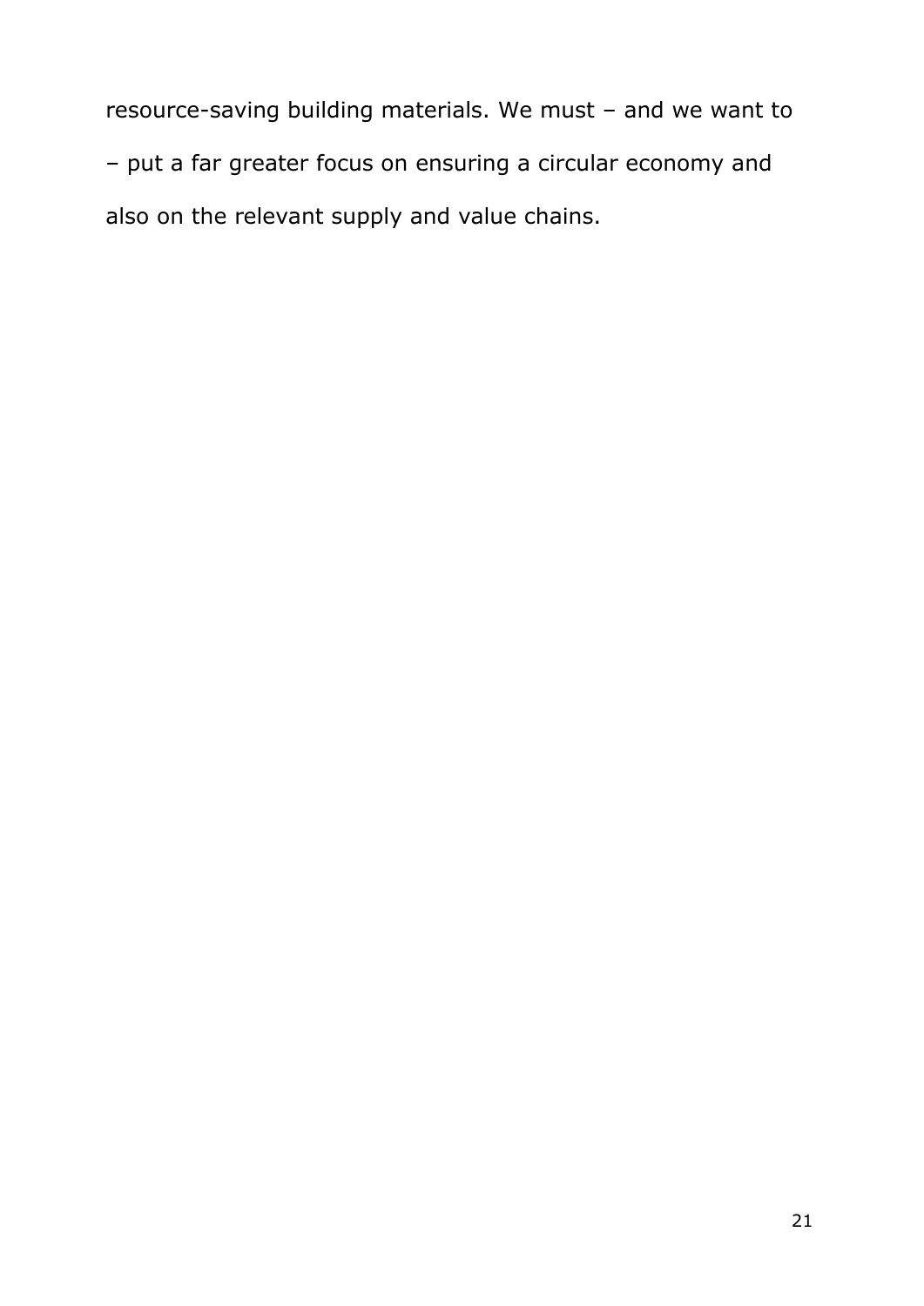resource-saving building materials. We must – and we want to – put a far greater focus on ensuring a circular economy and also on the relevant supply and value chains.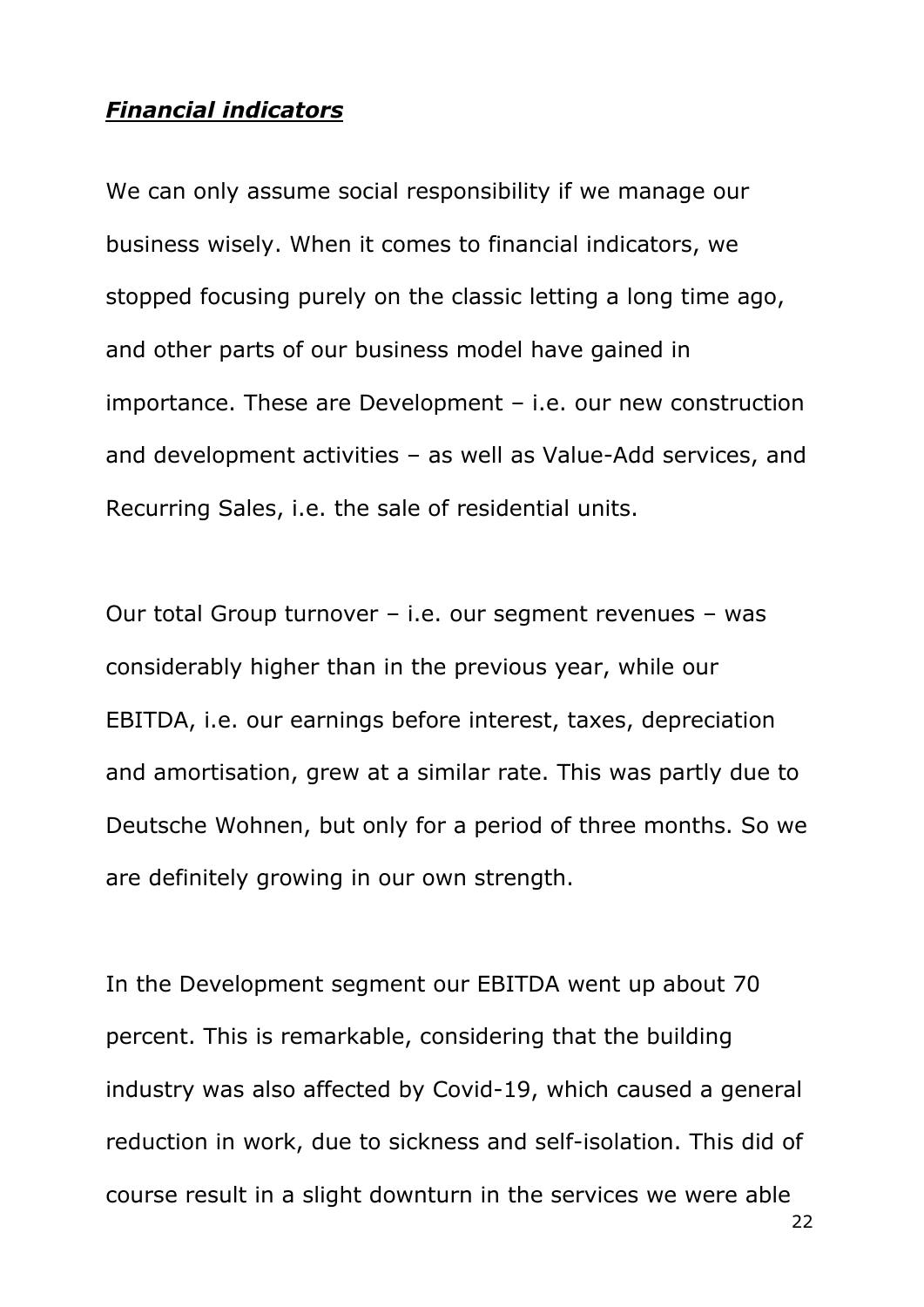## ***Financial indicators***

We can only assume social responsibility if we manage our business wisely. When it comes to financial indicators, we stopped focusing purely on the classic letting a long time ago, and other parts of our business model have gained in importance. These are Development – i.e. our new construction and development activities – as well as Value-Add services, and Recurring Sales, i.e. the sale of residential units.

Our total Group turnover – i.e. our segment revenues – was considerably higher than in the previous year, while our EBITDA, i.e. our earnings before interest, taxes, depreciation and amortisation, grew at a similar rate. This was partly due to Deutsche Wohnen, but only for a period of three months. So we are definitely growing in our own strength.

In the Development segment our EBITDA went up about 70 percent. This is remarkable, considering that the building industry was also affected by Covid-19, which caused a general reduction in work, due to sickness and self-isolation. This did of course result in a slight downturn in the services we were able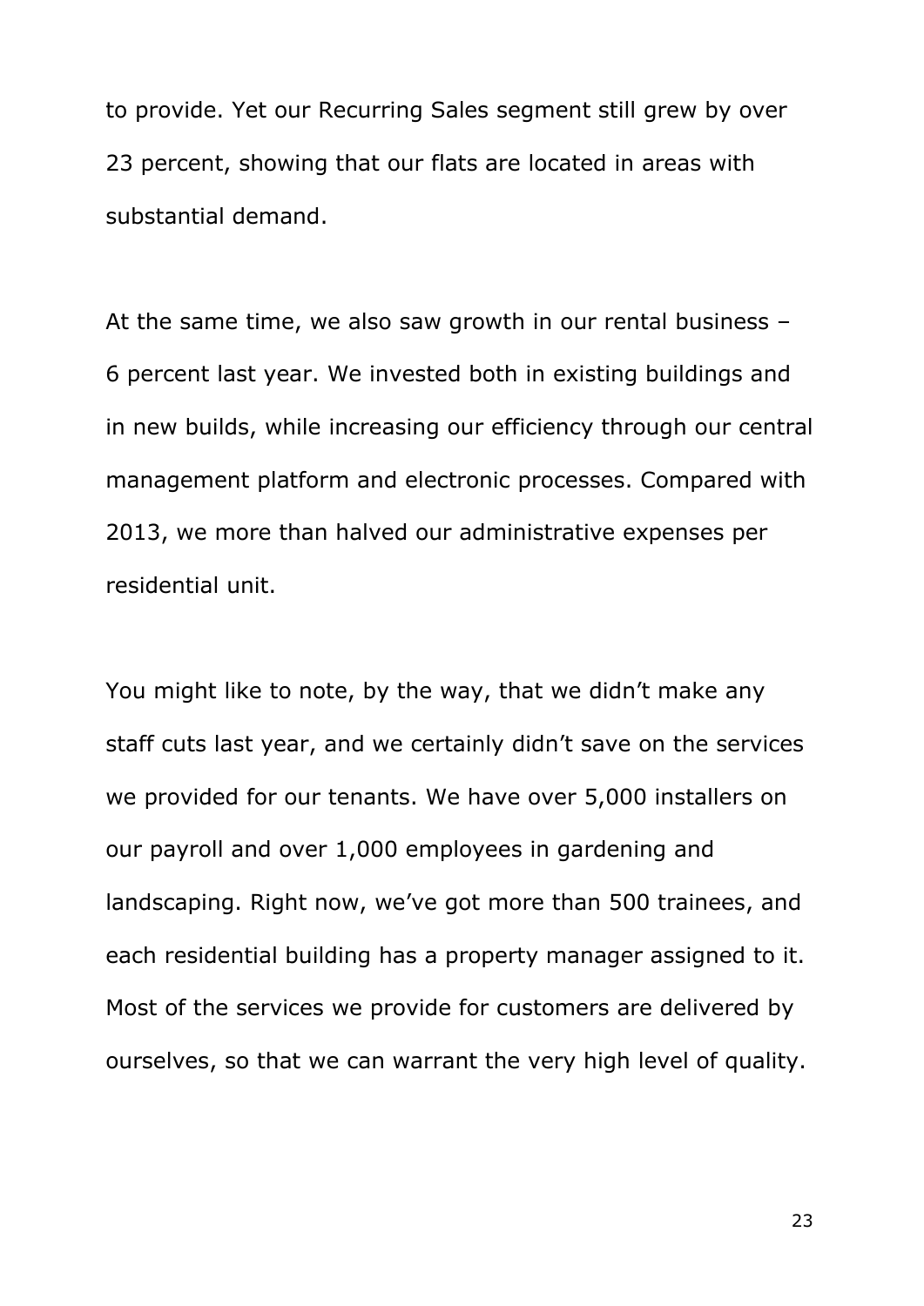to provide. Yet our Recurring Sales segment still grew by over 23 percent, showing that our flats are located in areas with substantial demand.

At the same time, we also saw growth in our rental business – 6 percent last year. We invested both in existing buildings and in new builds, while increasing our efficiency through our central management platform and electronic processes. Compared with 2013, we more than halved our administrative expenses per residential unit.

You might like to note, by the way, that we didn't make any staff cuts last year, and we certainly didn't save on the services we provided for our tenants. We have over 5,000 installers on our payroll and over 1,000 employees in gardening and landscaping. Right now, we've got more than 500 trainees, and each residential building has a property manager assigned to it. Most of the services we provide for customers are delivered by ourselves, so that we can warrant the very high level of quality.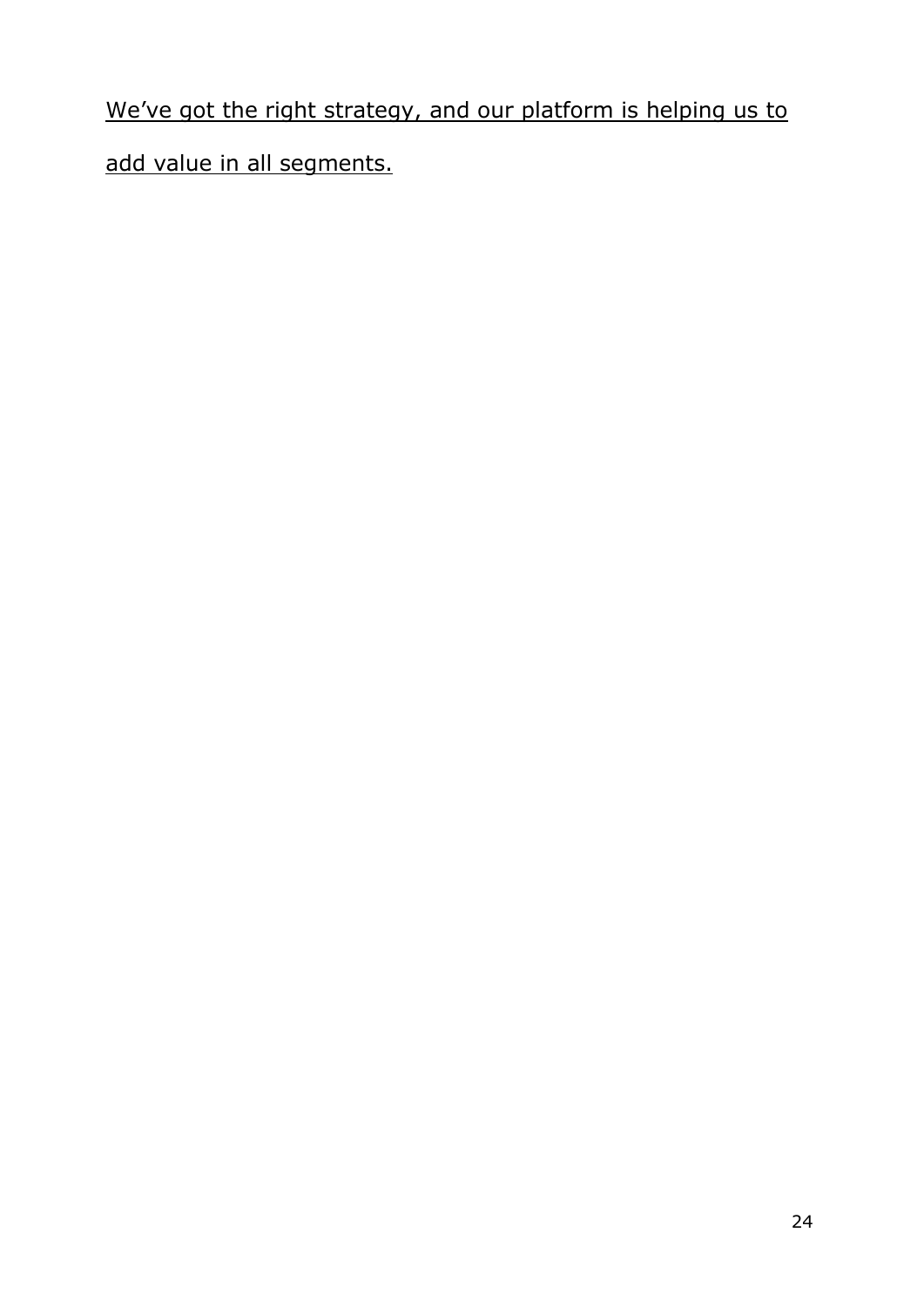<u>We've got the right strategy, and our platform is helping us to add value in all segments.</u>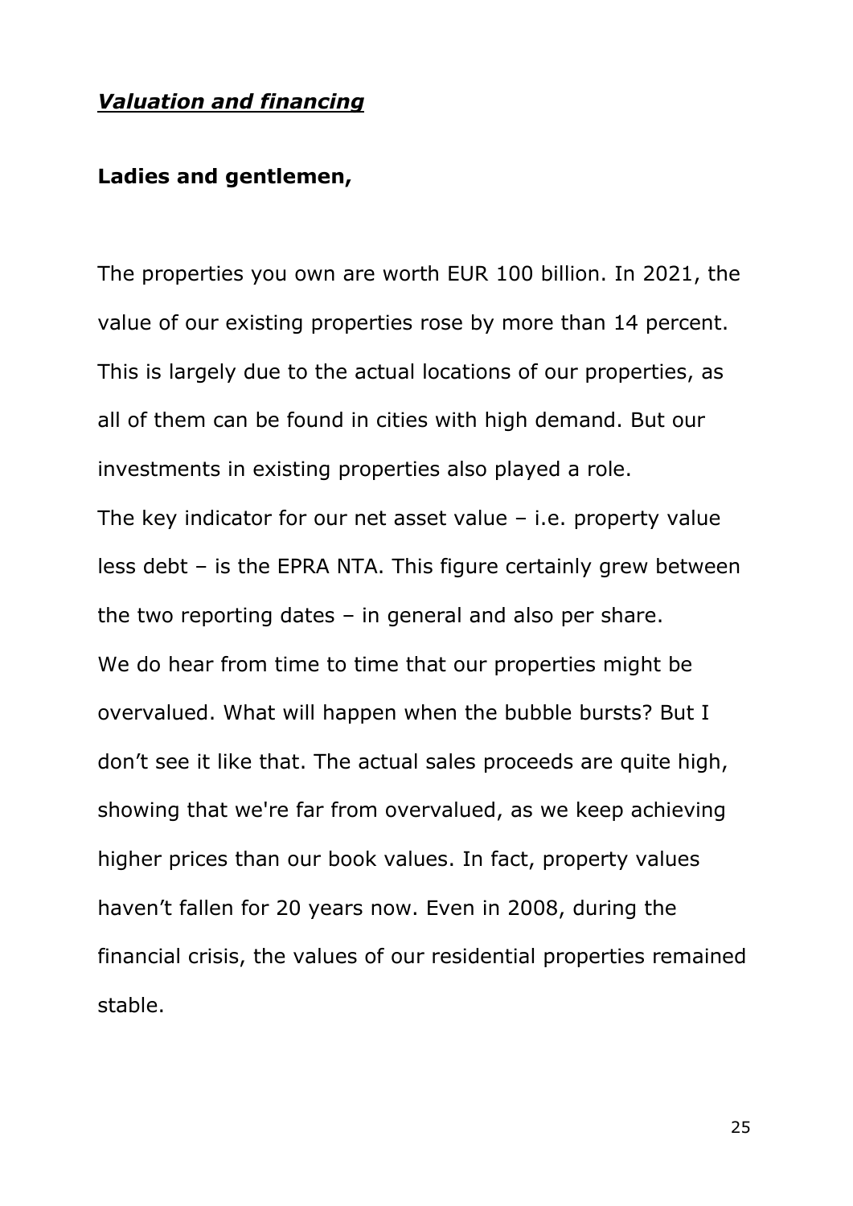## ***Valuation and financing***

**Ladies and gentlemen,**

The properties you own are worth EUR 100 billion. In 2021, the value of our existing properties rose by more than 14 percent. This is largely due to the actual locations of our properties, as all of them can be found in cities with high demand. But our investments in existing properties also played a role.
The key indicator for our net asset value – i.e. property value less debt – is the EPRA NTA. This figure certainly grew between the two reporting dates – in general and also per share.
We do hear from time to time that our properties might be overvalued. What will happen when the bubble bursts? But I don't see it like that. The actual sales proceeds are quite high, showing that we're far from overvalued, as we keep achieving higher prices than our book values. In fact, property values haven't fallen for 20 years now. Even in 2008, during the financial crisis, the values of our residential properties remained stable.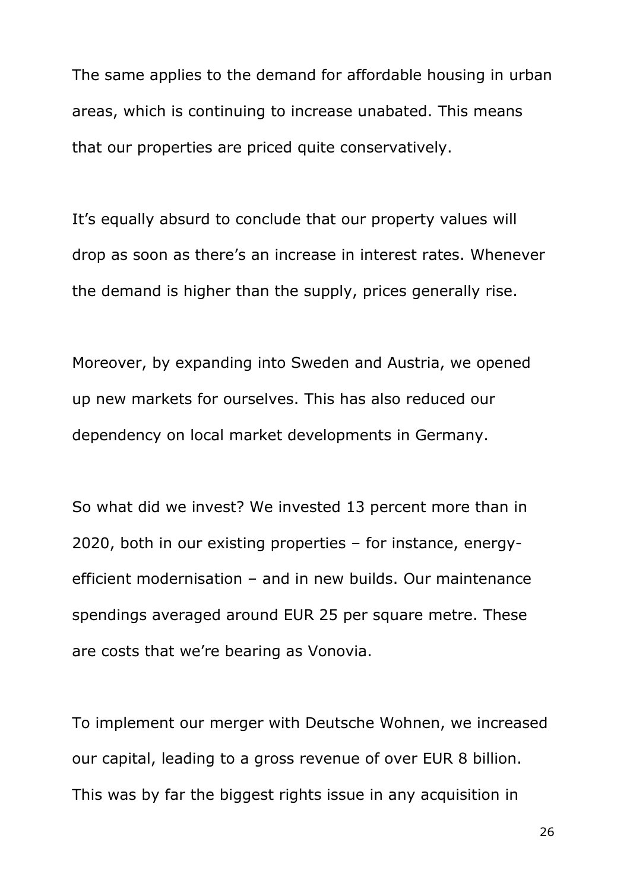The same applies to the demand for affordable housing in urban areas, which is continuing to increase unabated. This means that our properties are priced quite conservatively.

It's equally absurd to conclude that our property values will drop as soon as there's an increase in interest rates. Whenever the demand is higher than the supply, prices generally rise.

Moreover, by expanding into Sweden and Austria, we opened up new markets for ourselves. This has also reduced our dependency on local market developments in Germany.

So what did we invest? We invested 13 percent more than in 2020, both in our existing properties – for instance, energy-efficient modernisation – and in new builds. Our maintenance spendings averaged around EUR 25 per square metre. These are costs that we're bearing as Vonovia.

To implement our merger with Deutsche Wohnen, we increased our capital, leading to a gross revenue of over EUR 8 billion. This was by far the biggest rights issue in any acquisition in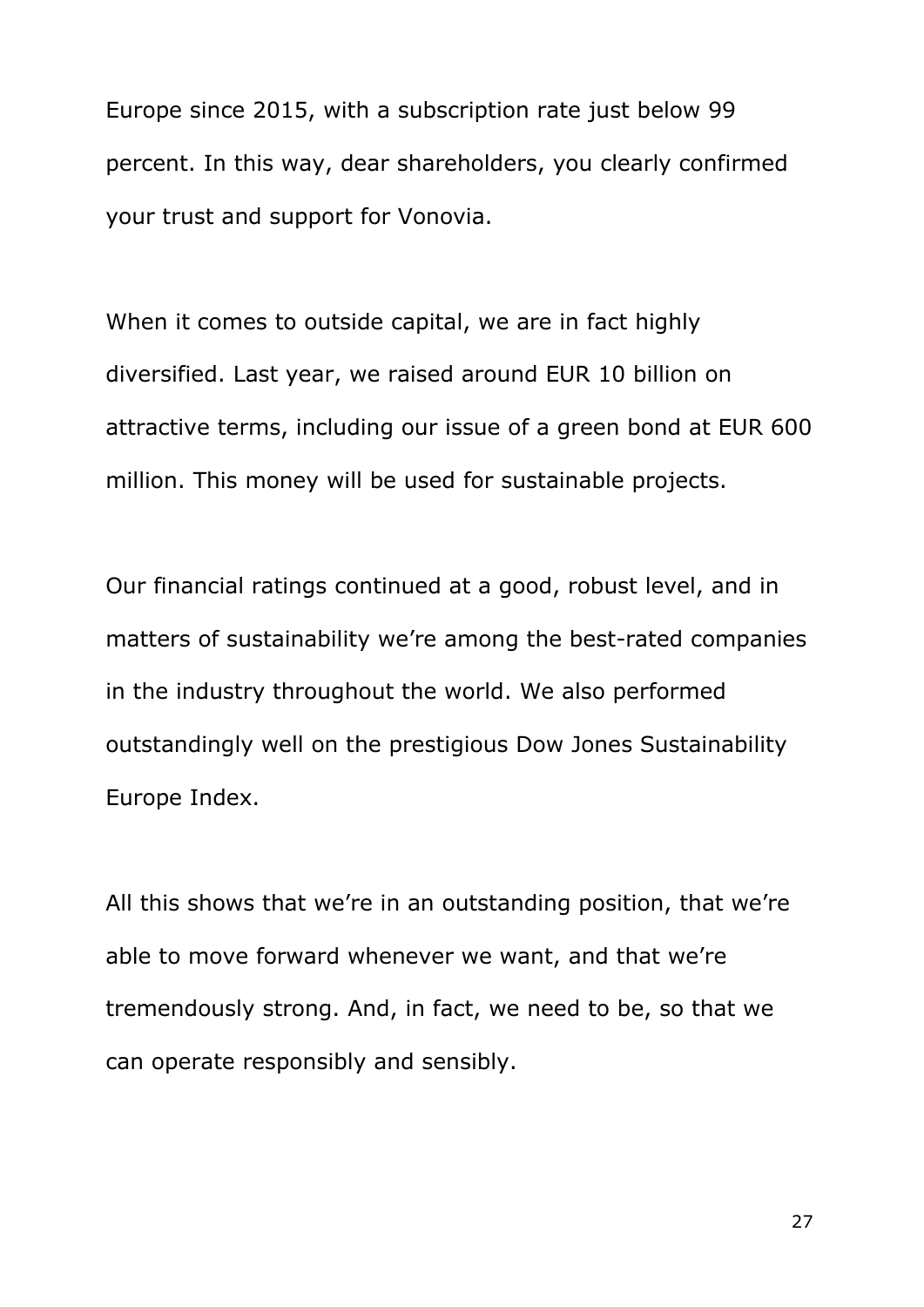Europe since 2015, with a subscription rate just below 99 percent. In this way, dear shareholders, you clearly confirmed your trust and support for Vonovia.

When it comes to outside capital, we are in fact highly diversified. Last year, we raised around EUR 10 billion on attractive terms, including our issue of a green bond at EUR 600 million. This money will be used for sustainable projects.

Our financial ratings continued at a good, robust level, and in matters of sustainability we're among the best-rated companies in the industry throughout the world. We also performed outstandingly well on the prestigious Dow Jones Sustainability Europe Index.

All this shows that we're in an outstanding position, that we're able to move forward whenever we want, and that we're tremendously strong. And, in fact, we need to be, so that we can operate responsibly and sensibly.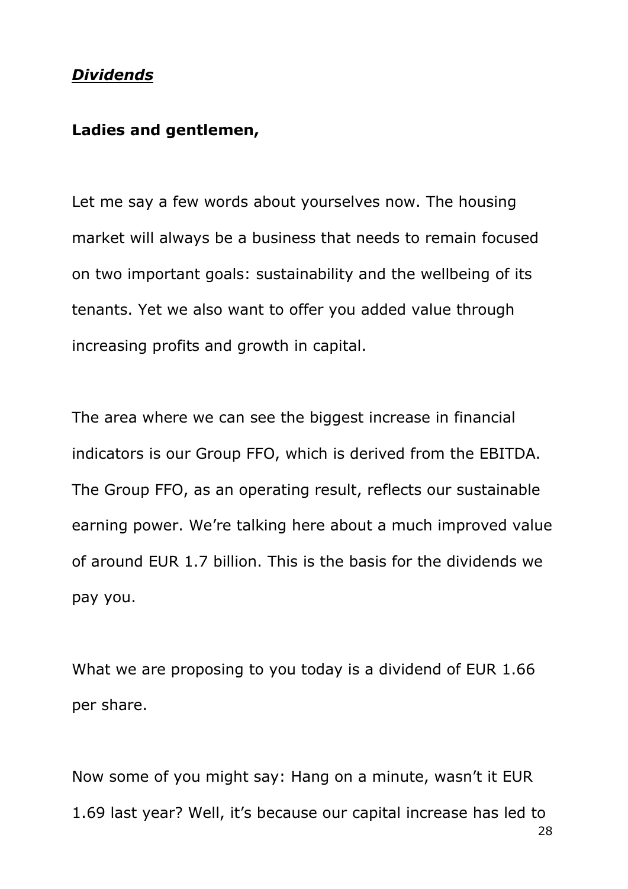***Dividends***

**Ladies and gentlemen,**

Let me say a few words about yourselves now. The housing market will always be a business that needs to remain focused on two important goals: sustainability and the wellbeing of its tenants. Yet we also want to offer you added value through increasing profits and growth in capital.

The area where we can see the biggest increase in financial indicators is our Group FFO, which is derived from the EBITDA. The Group FFO, as an operating result, reflects our sustainable earning power. We're talking here about a much improved value of around EUR 1.7 billion. This is the basis for the dividends we pay you.

What we are proposing to you today is a dividend of EUR 1.66 per share.

Now some of you might say: Hang on a minute, wasn't it EUR 1.69 last year? Well, it's because our capital increase has led to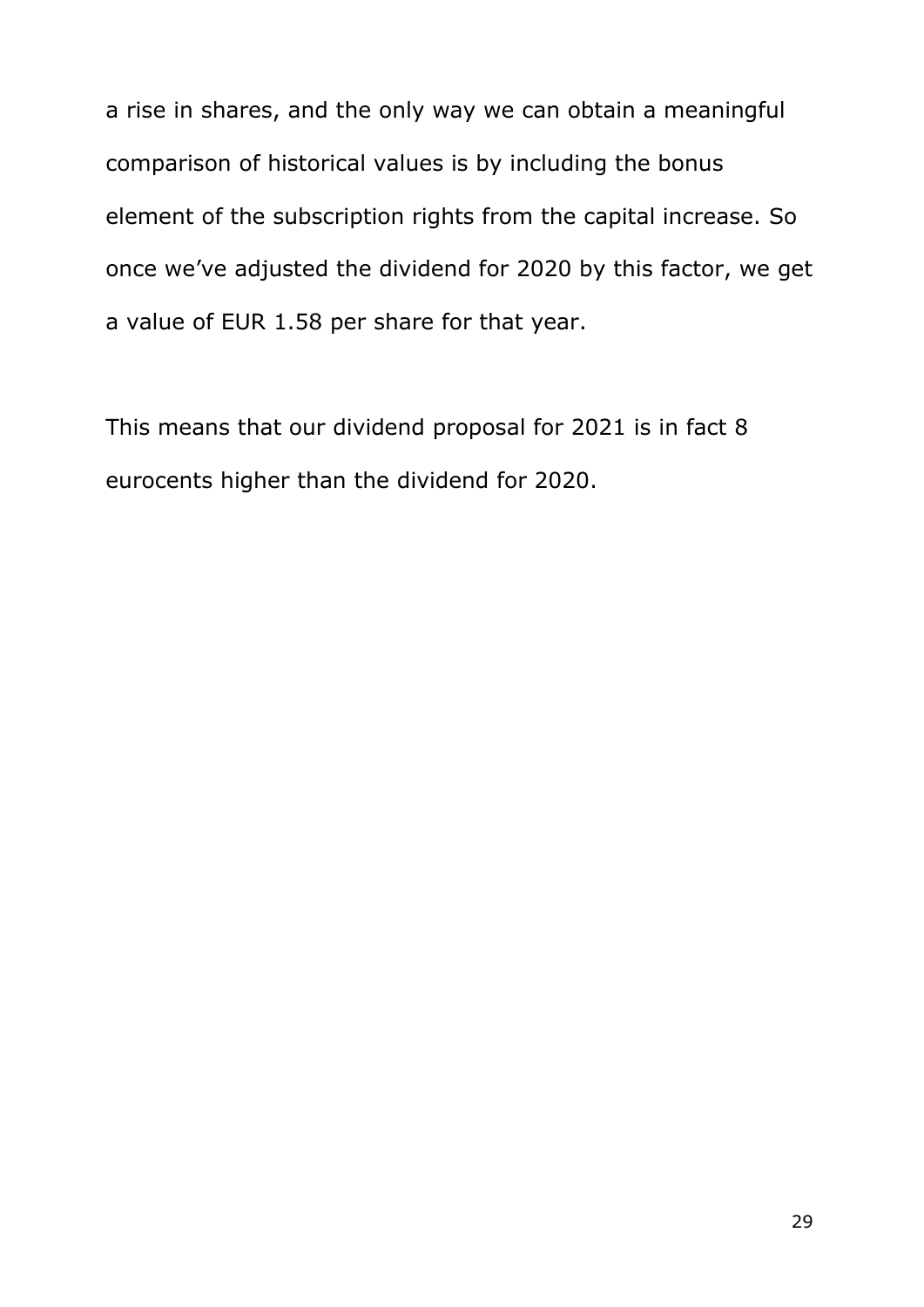a rise in shares, and the only way we can obtain a meaningful comparison of historical values is by including the bonus element of the subscription rights from the capital increase. So once we've adjusted the dividend for 2020 by this factor, we get a value of EUR 1.58 per share for that year.

This means that our dividend proposal for 2021 is in fact 8 eurocents higher than the dividend for 2020.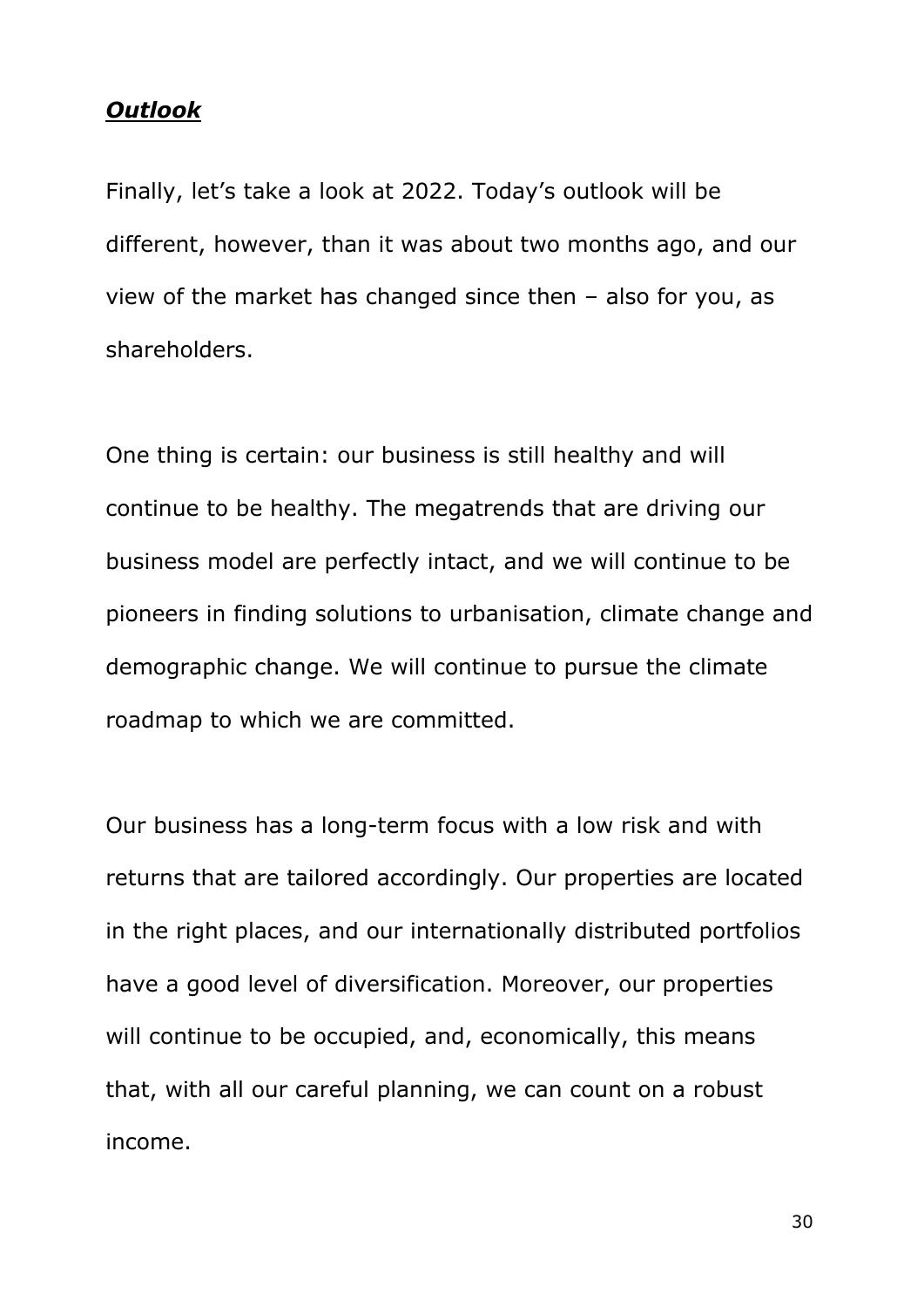***Outlook***

Finally, let's take a look at 2022. Today's outlook will be different, however, than it was about two months ago, and our view of the market has changed since then – also for you, as shareholders.

One thing is certain: our business is still healthy and will continue to be healthy. The megatrends that are driving our business model are perfectly intact, and we will continue to be pioneers in finding solutions to urbanisation, climate change and demographic change. We will continue to pursue the climate roadmap to which we are committed.

Our business has a long-term focus with a low risk and with returns that are tailored accordingly. Our properties are located in the right places, and our internationally distributed portfolios have a good level of diversification. Moreover, our properties will continue to be occupied, and, economically, this means that, with all our careful planning, we can count on a robust income.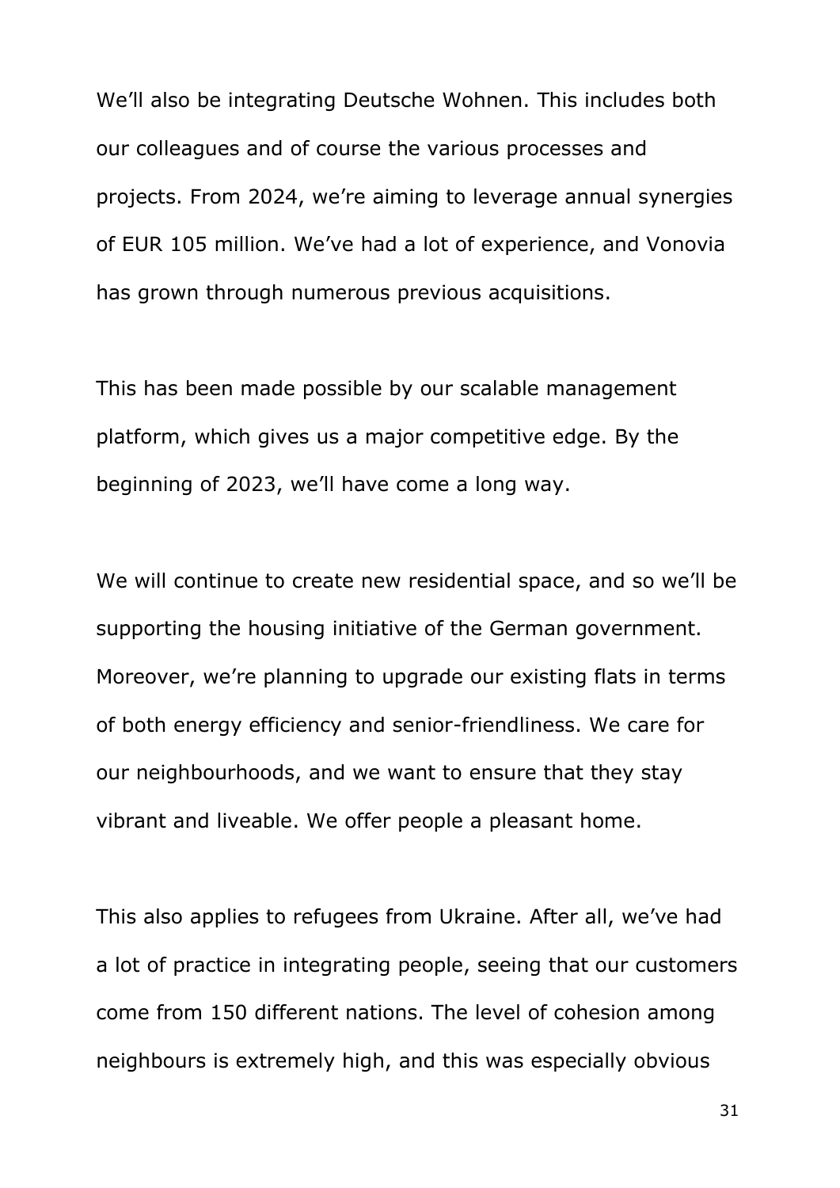We’ll also be integrating Deutsche Wohnen. This includes both our colleagues and of course the various processes and projects. From 2024, we’re aiming to leverage annual synergies of EUR 105 million. We’ve had a lot of experience, and Vonovia has grown through numerous previous acquisitions.

This has been made possible by our scalable management platform, which gives us a major competitive edge. By the beginning of 2023, we’ll have come a long way.

We will continue to create new residential space, and so we’ll be supporting the housing initiative of the German government. Moreover, we’re planning to upgrade our existing flats in terms of both energy efficiency and senior-friendliness. We care for our neighbourhoods, and we want to ensure that they stay vibrant and liveable. We offer people a pleasant home.

This also applies to refugees from Ukraine. After all, we’ve had a lot of practice in integrating people, seeing that our customers come from 150 different nations. The level of cohesion among neighbours is extremely high, and this was especially obvious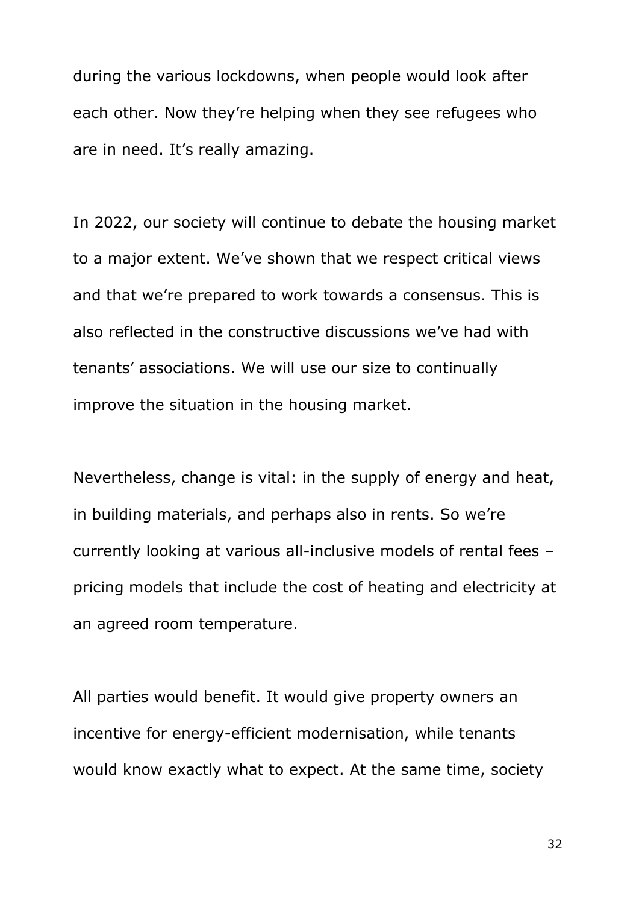during the various lockdowns, when people would look after each other. Now they're helping when they see refugees who are in need. It's really amazing.

In 2022, our society will continue to debate the housing market to a major extent. We've shown that we respect critical views and that we're prepared to work towards a consensus. This is also reflected in the constructive discussions we've had with tenants' associations. We will use our size to continually improve the situation in the housing market.

Nevertheless, change is vital: in the supply of energy and heat, in building materials, and perhaps also in rents. So we're currently looking at various all-inclusive models of rental fees – pricing models that include the cost of heating and electricity at an agreed room temperature.

All parties would benefit. It would give property owners an incentive for energy-efficient modernisation, while tenants would know exactly what to expect. At the same time, society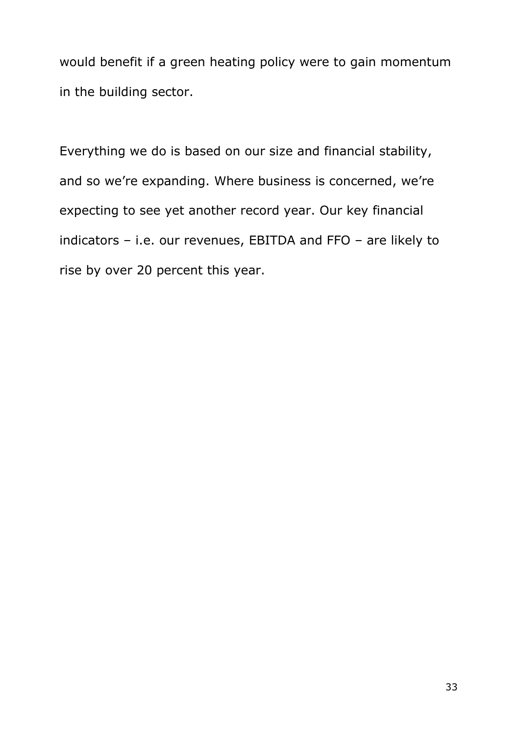would benefit if a green heating policy were to gain momentum in the building sector.

Everything we do is based on our size and financial stability, and so we’re expanding. Where business is concerned, we’re expecting to see yet another record year. Our key financial indicators – i.e. our revenues, EBITDA and FFO – are likely to rise by over 20 percent this year.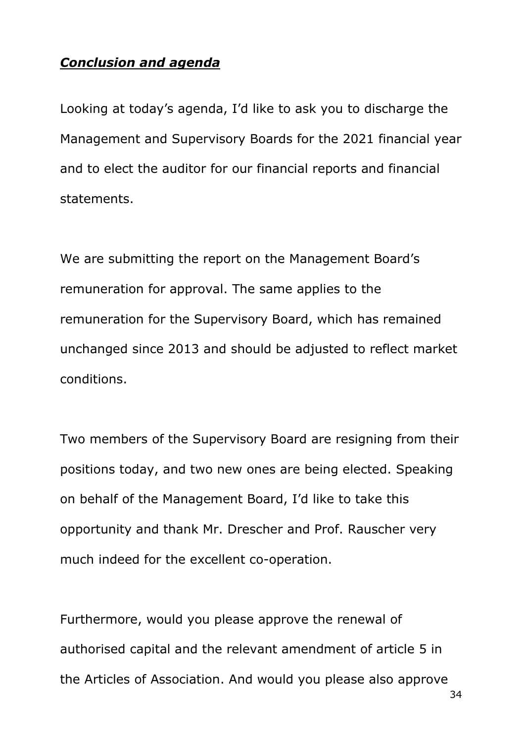***Conclusion and agenda***

Looking at today's agenda, I'd like to ask you to discharge the Management and Supervisory Boards for the 2021 financial year and to elect the auditor for our financial reports and financial statements.

We are submitting the report on the Management Board's remuneration for approval. The same applies to the remuneration for the Supervisory Board, which has remained unchanged since 2013 and should be adjusted to reflect market conditions.

Two members of the Supervisory Board are resigning from their positions today, and two new ones are being elected. Speaking on behalf of the Management Board, I'd like to take this opportunity and thank Mr. Drescher and Prof. Rauscher very much indeed for the excellent co-operation.

Furthermore, would you please approve the renewal of authorised capital and the relevant amendment of article 5 in the Articles of Association. And would you please also approve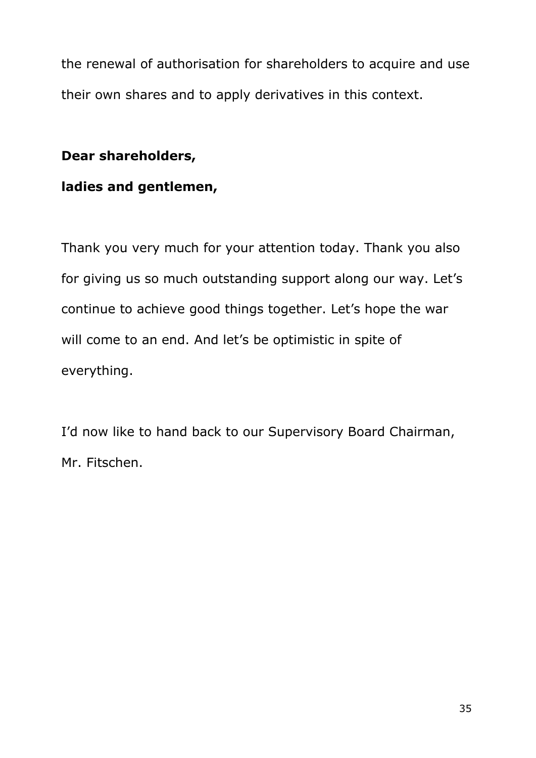the renewal of authorisation for shareholders to acquire and use their own shares and to apply derivatives in this context.

**Dear shareholders,**

**ladies and gentlemen,**

Thank you very much for your attention today. Thank you also for giving us so much outstanding support along our way. Let’s continue to achieve good things together. Let’s hope the war will come to an end. And let’s be optimistic in spite of everything.

I’d now like to hand back to our Supervisory Board Chairman, Mr. Fitschen.